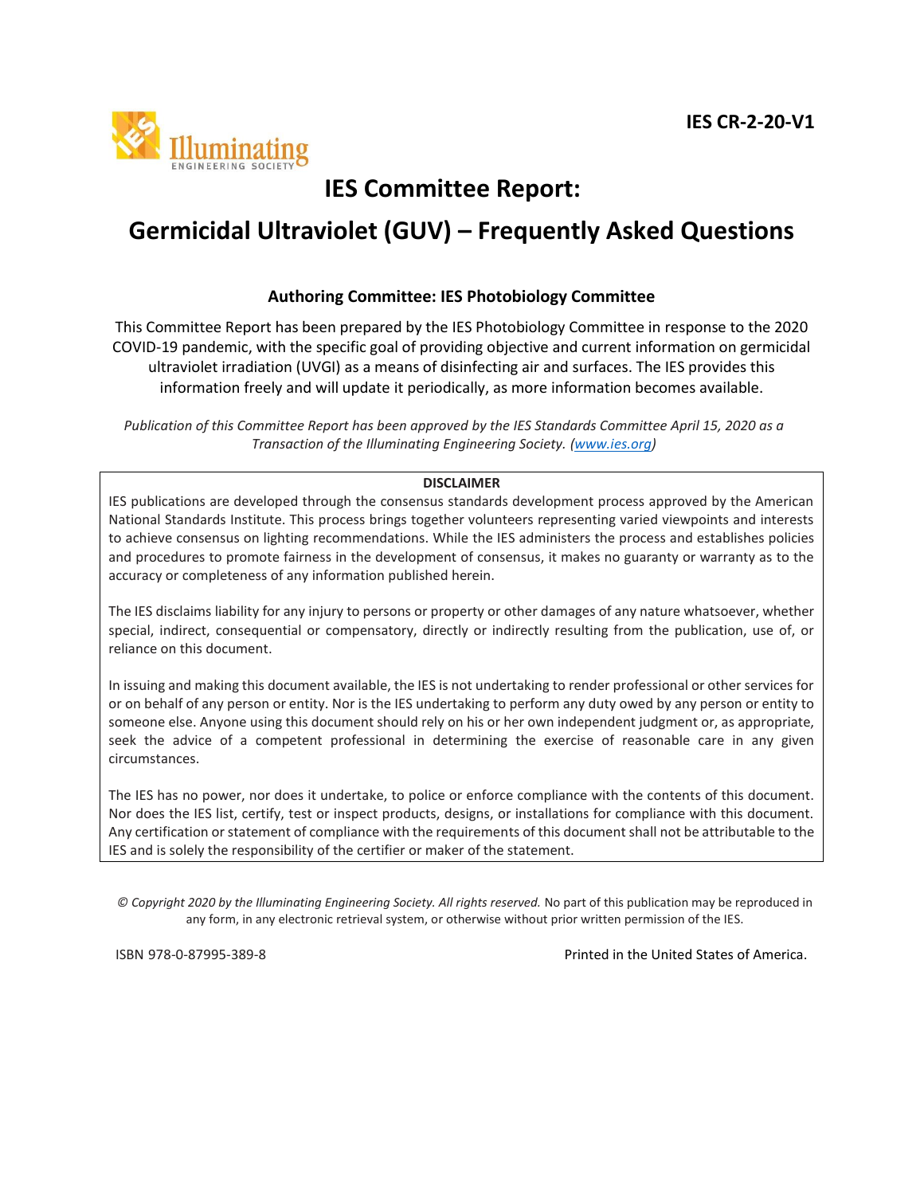IES CR-2-20-V1

# IES Committee Report:

# Germicidal Ultraviolet (GUV) – Frequently Asked Questions

### Authoring Committee: IES Photobiology Committee

This Committee Report has been prepared by the IES Photobiology Committee in response to the 2020 COVID-19 pandemic, with the specific goal of providing objective and current information on germicidal ultraviolet irradiation (UVGI) as a means of disinfecting air and surfaces. The IES provides this information freely and will update it periodically, as more information becomes available.

*Publication of this Committee Report has been approved by the IES Standards Committee April 15, 2020 as a Transaction of the Illuminating Engineering Society. (www.ies.org)*

**DISCLAIMER**

IES publications are developed through the consensus standards development process approved by the American National Standards Institute. This process brings together volunteers representing varied viewpoints and interests to achieve consensus on lighting recommendations. While the IES administers the process and establishes policies and procedures to promote fairness in the development of consensus, it makes no guaranty or warranty as to the accuracy or completeness of any information published herein.

The IES disclaims liability for any injury to persons or property or other damages of any nature whatsoever, whether special, indirect, consequential or compensatory, directly or indirectly resulting from the publication, use of, or reliance on this document.

In issuing and making this document available, the IES is not undertaking to render professional or other services for or on behalf of any person or entity. Nor is the IES undertaking to perform any duty owed by any person or entity to someone else. Anyone using this document should rely on his or her own independent judgment or, as appropriate, seek the advice of a competent professional in determining the exercise of reasonable care in any given circumstances.

The IES has no power, nor does it undertake, to police or enforce compliance with the contents of this document. Nor does the IES list, certify, test or inspect products, designs, or installations for compliance with this document. Any certification or statement of compliance with the requirements of this document shall not be attributable to the IES and is solely the responsibility of the certifier or maker of the statement.

*© Copyright 2020 by the Illuminating Engineering Society. All rights reserved.* No part of this publication may be reproduced in any form, in any electronic retrieval system, or otherwise without prior written permission of the IES.

ISBN 978-0-87995-389-8

Printed in the United States of America.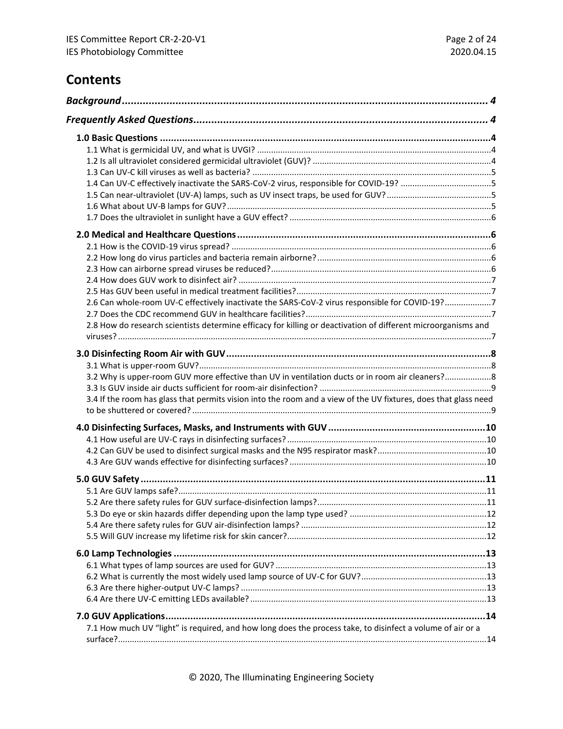# Contents

***Background*** ........................................................................................................................ **4**

***Frequently Asked Questions*** ................................................................................................ **4**

**1.0 Basic Questions** ......................................................................................................................**4**

1.1 What is germicidal UV, and what is UVGI? ....................................................................................4

1.2 Is all ultraviolet considered germicidal ultraviolet (GUV)? ............................................................4

1.3 Can UV-C kill viruses as well as bacteria? ......................................................................................5

1.4 Can UV-C effectively inactivate the SARS-CoV-2 virus, responsible for COVID-19? .......................5

1.5 Can near-ultraviolet (UV-A) lamps, such as UV insect traps, be used for GUV? ............................5

1.6 What about UV-B lamps for GUV? .................................................................................................5

1.7 Does the ultraviolet in sunlight have a GUV effect? ......................................................................6

**2.0 Medical and Healthcare Questions** ...........................................................................................**6**

2.1 How is the COVID-19 virus spread? ...............................................................................................6

2.2 How long do virus particles and bacteria remain airborne? ..........................................................6

2.3 How can airborne spread viruses be reduced? ..............................................................................6

2.4 How does GUV work to disinfect air? ............................................................................................7

2.5 Has GUV been useful in medical treatment facilities? ...................................................................7

2.6 Can whole-room UV-C effectively inactivate the SARS-CoV-2 virus responsible for COVID-19? ....................7

2.7 Does the CDC recommend GUV in healthcare facilities? ...............................................................7

2.8 How do research scientists determine efficacy for killing or deactivation of different microorganisms and viruses? ........................................................................................................................................7

**3.0 Disinfecting Room Air with GUV** ...............................................................................................**8**

3.1 What is upper-room GUV? .............................................................................................................8

3.2 Why is upper-room GUV more effective than UV in ventilation ducts or in room air cleaners? ....................8

3.3 Is GUV inside air ducts sufficient for room-air disinfection? .........................................................9

3.4 If the room has glass that permits vision into the room and a view of the UV fixtures, does that glass need to be shuttered or covered? ................................................................................................................9

**4.0 Disinfecting Surfaces, Masks, and Instruments with GUV** .........................................................**10**

4.1 How useful are UV-C rays in disinfecting surfaces? .....................................................................10

4.2 Can GUV be used to disinfect surgical masks and the N95 respirator mask? ..............................................10

4.3 Are GUV wands effective for disinfecting surfaces? ....................................................................10

**5.0 GUV Safety** .............................................................................................................................**11**

5.1 Are GUV lamps safe? ....................................................................................................................11

5.2 Are there safety rules for GUV surface-disinfection lamps? ........................................................11

5.3 Do eye or skin hazards differ depending upon the lamp type used? ..........................................................12

5.4 Are there safety rules for GUV air-disinfection lamps? ...............................................................12

5.5 Will GUV increase my lifetime risk for skin cancer? .....................................................................12

**6.0 Lamp Technologies** .................................................................................................................**13**

6.1 What types of lamp sources are used for GUV? ..........................................................................13

6.2 What is currently the most widely used lamp source of UV-C for GUV? ......................................................13

6.3 Are there higher-output UV-C lamps? .........................................................................................13

6.4 Are there UV-C emitting LEDs available? .....................................................................................13

**7.0 GUV Applications** ....................................................................................................................**14**

7.1 How much UV "light" is required, and how long does the process take, to disinfect a volume of air or a surface? ..........................................................................................................................................14

© 2020, The Illuminating Engineering Society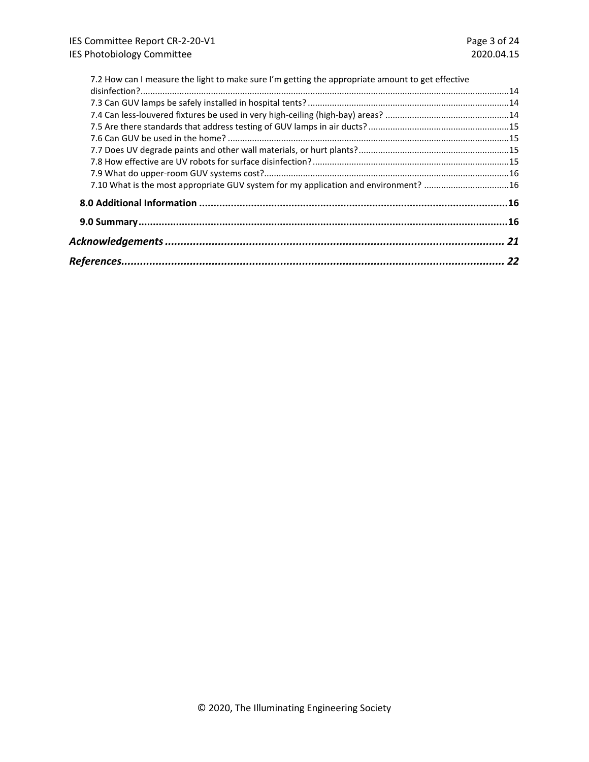7.2 How can I measure the light to make sure I'm getting the appropriate amount to get effective disinfection? ..... 14

7.3 Can GUV lamps be safely installed in hospital tents? ..... 14

7.4 Can less-louvered fixtures be used in very high-ceiling (high-bay) areas? ..... 14

7.5 Are there standards that address testing of GUV lamps in air ducts? ..... 15

7.6 Can GUV be used in the home? ..... 15

7.7 Does UV degrade paints and other wall materials, or hurt plants? ..... 15

7.8 How effective are UV robots for surface disinfection? ..... 15

7.9 What do upper-room GUV systems cost? ..... 16

7.10 What is the most appropriate GUV system for my application and environment? ..... 16

**8.0 Additional Information ..... 16**

**9.0 Summary ..... 16**

***Acknowledgements ..... 21***

***References ..... 22***

© 2020, The Illuminating Engineering Society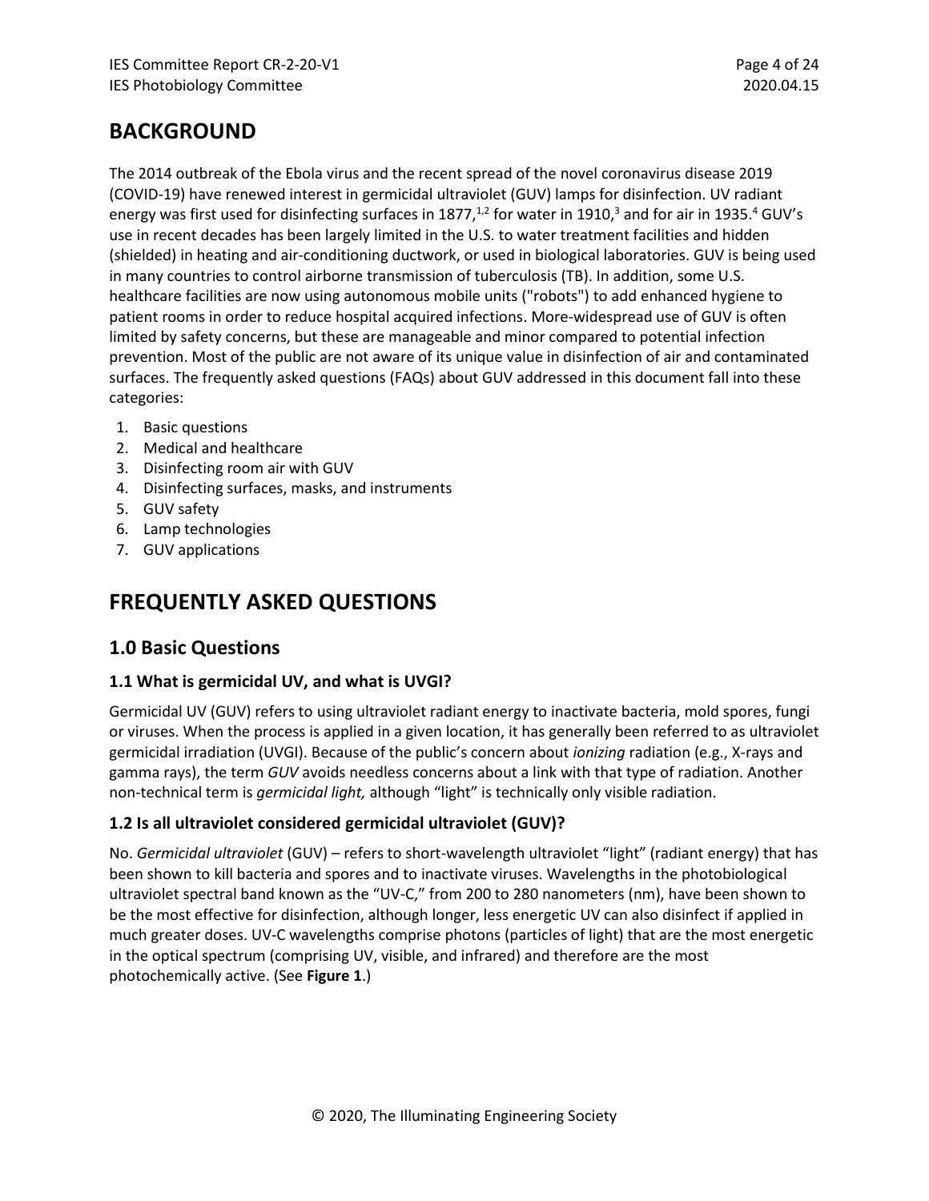## BACKGROUND

The 2014 outbreak of the Ebola virus and the recent spread of the novel coronavirus disease 2019 (COVID-19) have renewed interest in germicidal ultraviolet (GUV) lamps for disinfection. UV radiant energy was first used for disinfecting surfaces in 1877,[1,2] for water in 1910,[3] and for air in 1935.[4] GUV's use in recent decades has been largely limited in the U.S. to water treatment facilities and hidden (shielded) in heating and air-conditioning ductwork, or used in biological laboratories. GUV is being used in many countries to control airborne transmission of tuberculosis (TB). In addition, some U.S. healthcare facilities are now using autonomous mobile units ("robots") to add enhanced hygiene to patient rooms in order to reduce hospital acquired infections. More-widespread use of GUV is often limited by safety concerns, but these are manageable and minor compared to potential infection prevention. Most of the public are not aware of its unique value in disinfection of air and contaminated surfaces. The frequently asked questions (FAQs) about GUV addressed in this document fall into these categories:

1. Basic questions
2. Medical and healthcare
3. Disinfecting room air with GUV
4. Disinfecting surfaces, masks, and instruments
5. GUV safety
6. Lamp technologies
7. GUV applications

## FREQUENTLY ASKED QUESTIONS

### 1.0 Basic Questions

#### 1.1 What is germicidal UV, and what is UVGI?

Germicidal UV (GUV) refers to using ultraviolet radiant energy to inactivate bacteria, mold spores, fungi or viruses. When the process is applied in a given location, it has generally been referred to as ultraviolet germicidal irradiation (UVGI). Because of the public's concern about *ionizing* radiation (e.g., X-rays and gamma rays), the term *GUV* avoids needless concerns about a link with that type of radiation. Another non-technical term is *germicidal light,* although "light" is technically only visible radiation.

#### 1.2 Is all ultraviolet considered germicidal ultraviolet (GUV)?

No. *Germicidal ultraviolet* (GUV) – refers to short-wavelength ultraviolet "light" (radiant energy) that has been shown to kill bacteria and spores and to inactivate viruses. Wavelengths in the photobiological ultraviolet spectral band known as the "UV-C," from 200 to 280 nanometers (nm), have been shown to be the most effective for disinfection, although longer, less energetic UV can also disinfect if applied in much greater doses. UV-C wavelengths comprise photons (particles of light) that are the most energetic in the optical spectrum (comprising UV, visible, and infrared) and therefore are the most photochemically active. (See **Figure 1**.)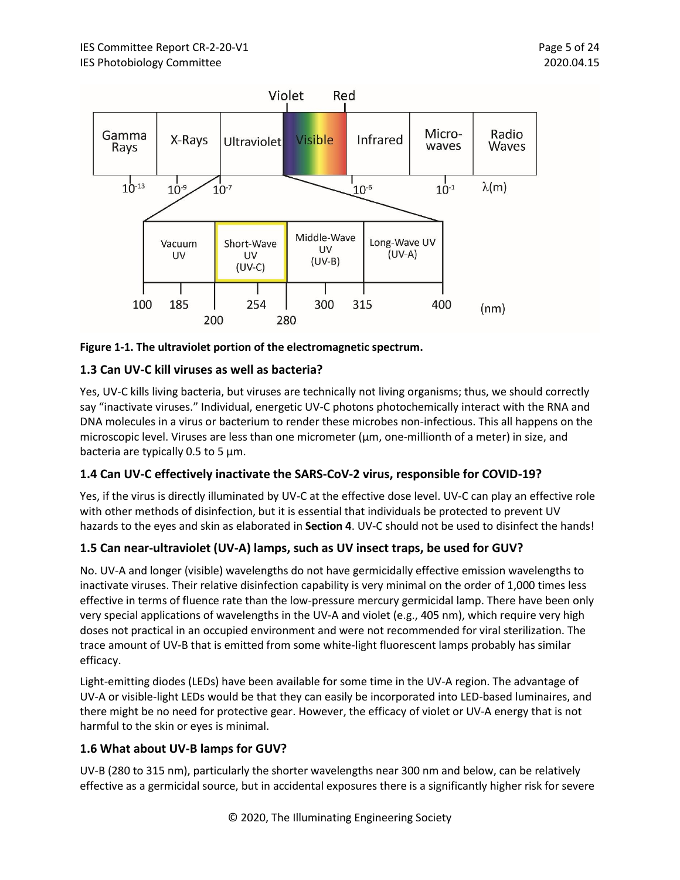**Figure 1-1. The ultraviolet portion of the electromagnetic spectrum.**

### 1.3 Can UV-C kill viruses as well as bacteria?

Yes, UV-C kills living bacteria, but viruses are technically not living organisms; thus, we should correctly say "inactivate viruses." Individual, energetic UV-C photons photochemically interact with the RNA and DNA molecules in a virus or bacterium to render these microbes non-infectious. This all happens on the microscopic level. Viruses are less than one micrometer (μm, one-millionth of a meter) in size, and bacteria are typically 0.5 to 5 μm.

### 1.4 Can UV-C effectively inactivate the SARS-CoV-2 virus, responsible for COVID-19?

Yes, if the virus is directly illuminated by UV-C at the effective dose level. UV-C can play an effective role with other methods of disinfection, but it is essential that individuals be protected to prevent UV hazards to the eyes and skin as elaborated in **Section 4**. UV-C should not be used to disinfect the hands!

### 1.5 Can near-ultraviolet (UV-A) lamps, such as UV insect traps, be used for GUV?

No. UV-A and longer (visible) wavelengths do not have germicidally effective emission wavelengths to inactivate viruses. Their relative disinfection capability is very minimal on the order of 1,000 times less effective in terms of fluence rate than the low-pressure mercury germicidal lamp. There have been only very special applications of wavelengths in the UV-A and violet (e.g., 405 nm), which require very high doses not practical in an occupied environment and were not recommended for viral sterilization. The trace amount of UV-B that is emitted from some white-light fluorescent lamps probably has similar efficacy.

Light-emitting diodes (LEDs) have been available for some time in the UV-A region. The advantage of UV-A or visible-light LEDs would be that they can easily be incorporated into LED-based luminaires, and there might be no need for protective gear. However, the efficacy of violet or UV-A energy that is not harmful to the skin or eyes is minimal.

### 1.6 What about UV-B lamps for GUV?

UV-B (280 to 315 nm), particularly the shorter wavelengths near 300 nm and below, can be relatively effective as a germicidal source, but in accidental exposures there is a significantly higher risk for severe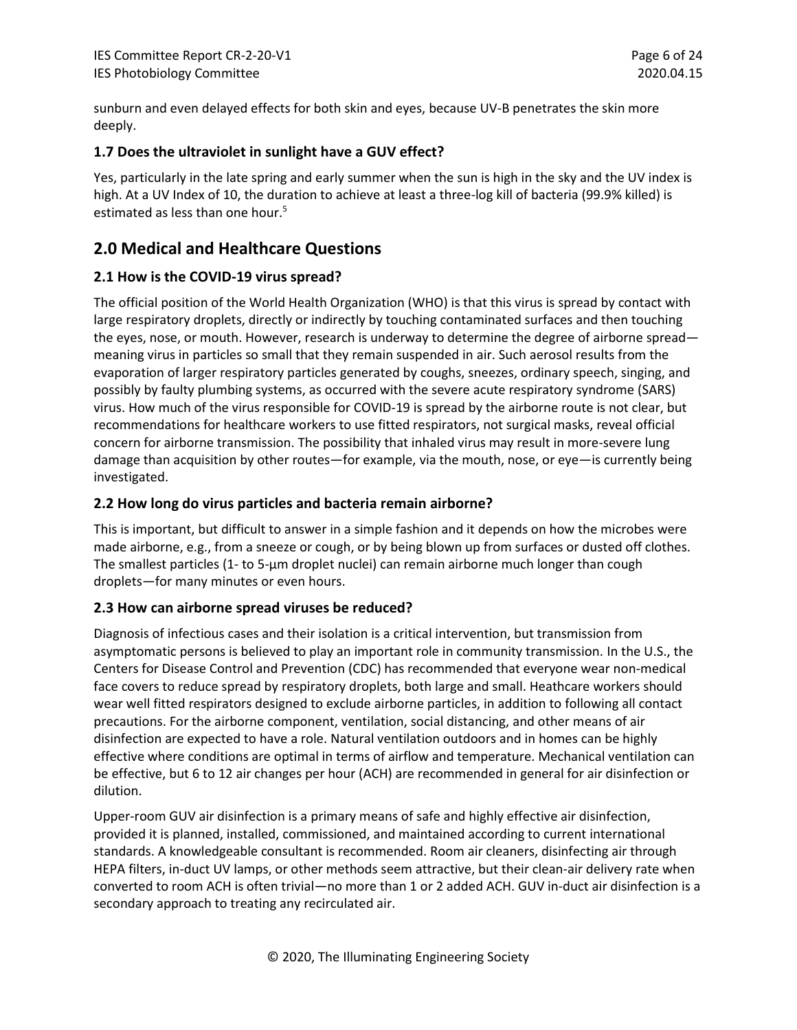sunburn and even delayed effects for both skin and eyes, because UV-B penetrates the skin more deeply.

### 1.7 Does the ultraviolet in sunlight have a GUV effect?

Yes, particularly in the late spring and early summer when the sun is high in the sky and the UV index is high. At a UV Index of 10, the duration to achieve at least a three-log kill of bacteria (99.9% killed) is estimated as less than one hour.[5]

## 2.0 Medical and Healthcare Questions

### 2.1 How is the COVID-19 virus spread?

The official position of the World Health Organization (WHO) is that this virus is spread by contact with large respiratory droplets, directly or indirectly by touching contaminated surfaces and then touching the eyes, nose, or mouth. However, research is underway to determine the degree of airborne spread—meaning virus in particles so small that they remain suspended in air. Such aerosol results from the evaporation of larger respiratory particles generated by coughs, sneezes, ordinary speech, singing, and possibly by faulty plumbing systems, as occurred with the severe acute respiratory syndrome (SARS) virus. How much of the virus responsible for COVID-19 is spread by the airborne route is not clear, but recommendations for healthcare workers to use fitted respirators, not surgical masks, reveal official concern for airborne transmission. The possibility that inhaled virus may result in more-severe lung damage than acquisition by other routes—for example, via the mouth, nose, or eye—is currently being investigated.

### 2.2 How long do virus particles and bacteria remain airborne?

This is important, but difficult to answer in a simple fashion and it depends on how the microbes were made airborne, e.g., from a sneeze or cough, or by being blown up from surfaces or dusted off clothes. The smallest particles (1- to 5-µm droplet nuclei) can remain airborne much longer than cough droplets—for many minutes or even hours.

### 2.3 How can airborne spread viruses be reduced?

Diagnosis of infectious cases and their isolation is a critical intervention, but transmission from asymptomatic persons is believed to play an important role in community transmission. In the U.S., the Centers for Disease Control and Prevention (CDC) has recommended that everyone wear non-medical face covers to reduce spread by respiratory droplets, both large and small. Heathcare workers should wear well fitted respirators designed to exclude airborne particles, in addition to following all contact precautions. For the airborne component, ventilation, social distancing, and other means of air disinfection are expected to have a role. Natural ventilation outdoors and in homes can be highly effective where conditions are optimal in terms of airflow and temperature. Mechanical ventilation can be effective, but 6 to 12 air changes per hour (ACH) are recommended in general for air disinfection or dilution.

Upper-room GUV air disinfection is a primary means of safe and highly effective air disinfection, provided it is planned, installed, commissioned, and maintained according to current international standards. A knowledgeable consultant is recommended. Room air cleaners, disinfecting air through HEPA filters, in-duct UV lamps, or other methods seem attractive, but their clean-air delivery rate when converted to room ACH is often trivial—no more than 1 or 2 added ACH. GUV in-duct air disinfection is a secondary approach to treating any recirculated air.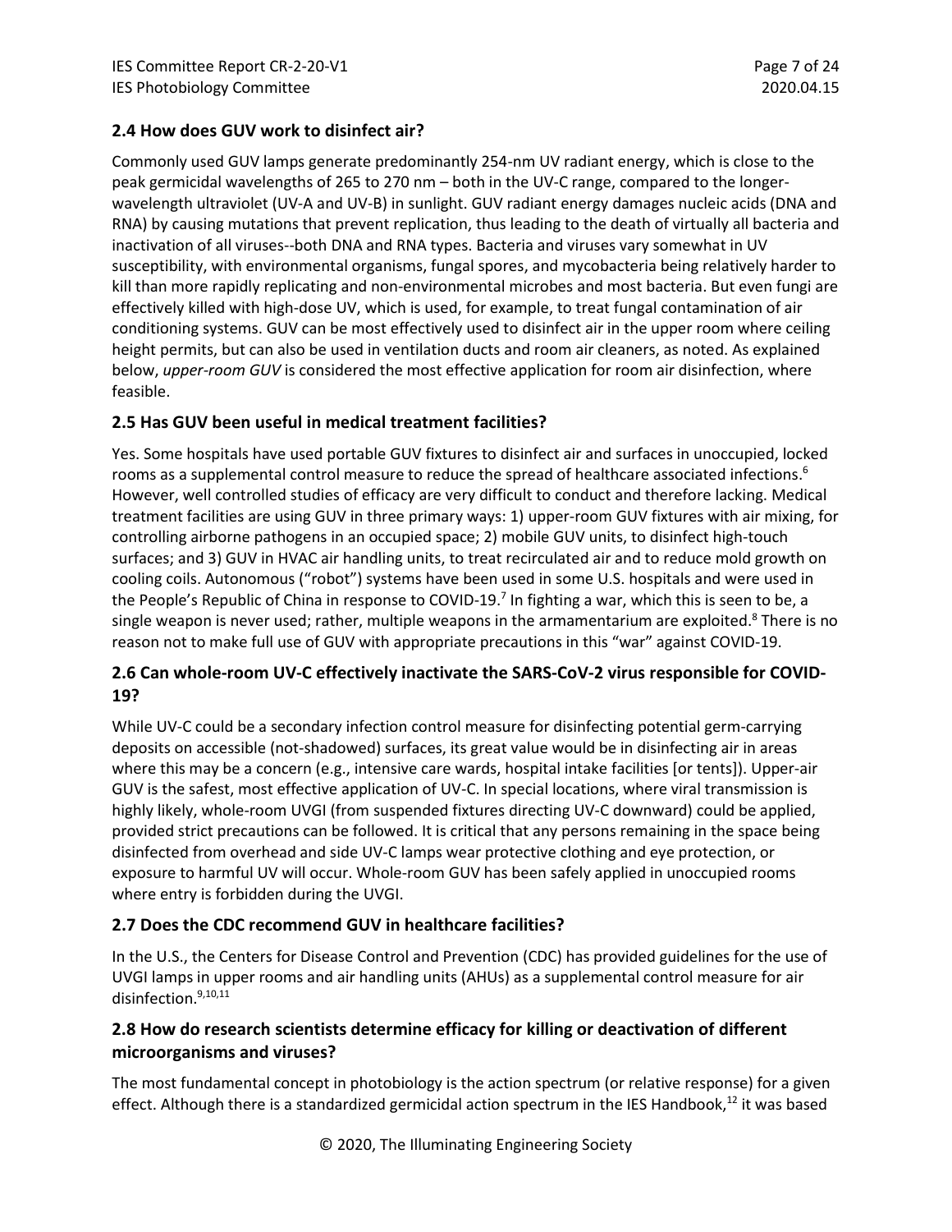## 2.4 How does GUV work to disinfect air?

Commonly used GUV lamps generate predominantly 254-nm UV radiant energy, which is close to the peak germicidal wavelengths of 265 to 270 nm – both in the UV-C range, compared to the longer-wavelength ultraviolet (UV-A and UV-B) in sunlight. GUV radiant energy damages nucleic acids (DNA and RNA) by causing mutations that prevent replication, thus leading to the death of virtually all bacteria and inactivation of all viruses--both DNA and RNA types. Bacteria and viruses vary somewhat in UV susceptibility, with environmental organisms, fungal spores, and mycobacteria being relatively harder to kill than more rapidly replicating and non-environmental microbes and most bacteria. But even fungi are effectively killed with high-dose UV, which is used, for example, to treat fungal contamination of air conditioning systems. GUV can be most effectively used to disinfect air in the upper room where ceiling height permits, but can also be used in ventilation ducts and room air cleaners, as noted. As explained below, *upper-room GUV* is considered the most effective application for room air disinfection, where feasible.

## 2.5 Has GUV been useful in medical treatment facilities?

Yes. Some hospitals have used portable GUV fixtures to disinfect air and surfaces in unoccupied, locked rooms as a supplemental control measure to reduce the spread of healthcare associated infections.[6] However, well controlled studies of efficacy are very difficult to conduct and therefore lacking. Medical treatment facilities are using GUV in three primary ways: 1) upper-room GUV fixtures with air mixing, for controlling airborne pathogens in an occupied space; 2) mobile GUV units, to disinfect high-touch surfaces; and 3) GUV in HVAC air handling units, to treat recirculated air and to reduce mold growth on cooling coils. Autonomous ("robot") systems have been used in some U.S. hospitals and were used in the People's Republic of China in response to COVID-19.[7] In fighting a war, which this is seen to be, a single weapon is never used; rather, multiple weapons in the armamentarium are exploited.[8] There is no reason not to make full use of GUV with appropriate precautions in this "war" against COVID-19.

## 2.6 Can whole-room UV-C effectively inactivate the SARS-CoV-2 virus responsible for COVID-19?

While UV-C could be a secondary infection control measure for disinfecting potential germ-carrying deposits on accessible (not-shadowed) surfaces, its great value would be in disinfecting air in areas where this may be a concern (e.g., intensive care wards, hospital intake facilities [or tents]). Upper-air GUV is the safest, most effective application of UV-C. In special locations, where viral transmission is highly likely, whole-room UVGI (from suspended fixtures directing UV-C downward) could be applied, provided strict precautions can be followed. It is critical that any persons remaining in the space being disinfected from overhead and side UV-C lamps wear protective clothing and eye protection, or exposure to harmful UV will occur. Whole-room GUV has been safely applied in unoccupied rooms where entry is forbidden during the UVGI.

## 2.7 Does the CDC recommend GUV in healthcare facilities?

In the U.S., the Centers for Disease Control and Prevention (CDC) has provided guidelines for the use of UVGI lamps in upper rooms and air handling units (AHUs) as a supplemental control measure for air disinfection.[9,10,11]

## 2.8 How do research scientists determine efficacy for killing or deactivation of different microorganisms and viruses?

The most fundamental concept in photobiology is the action spectrum (or relative response) for a given effect. Although there is a standardized germicidal action spectrum in the IES Handbook,[12] it was based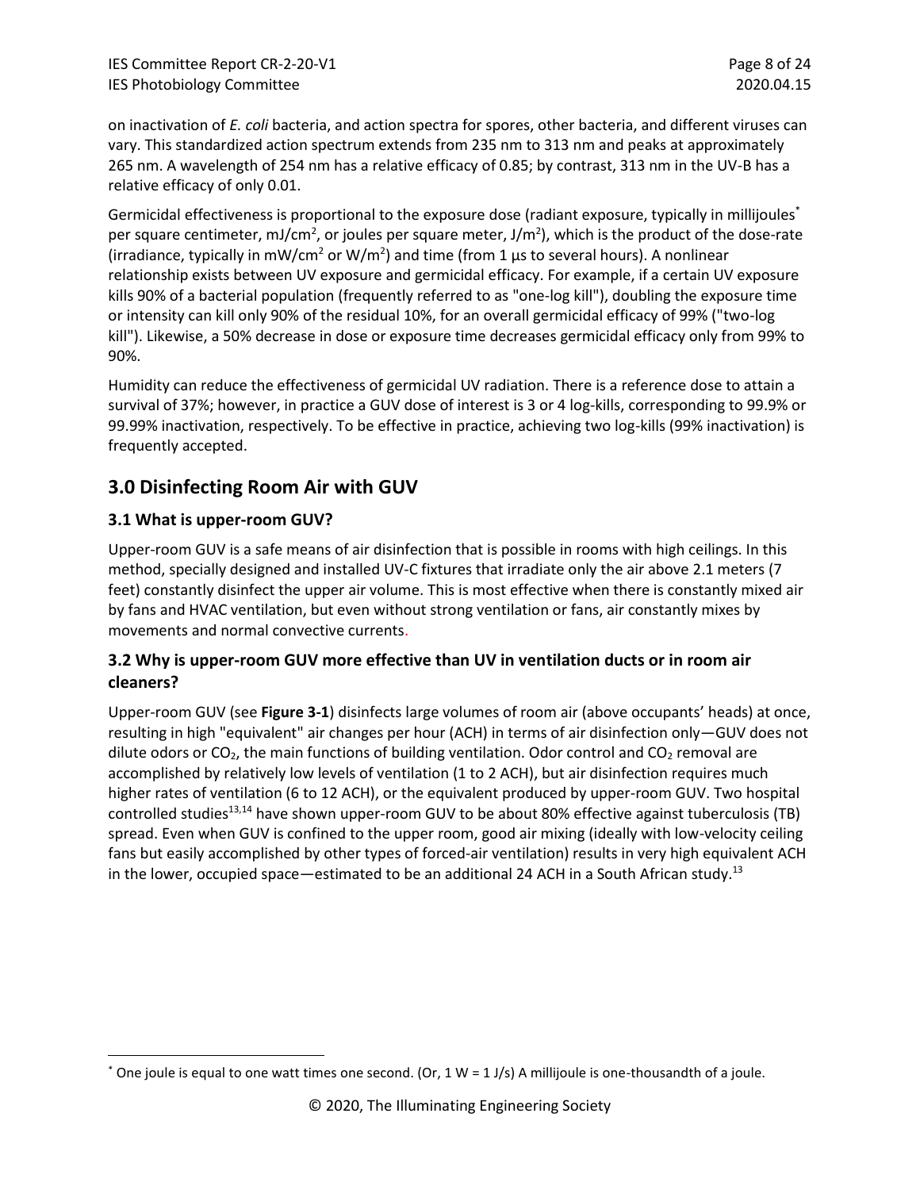on inactivation of *E. coli* bacteria, and action spectra for spores, other bacteria, and different viruses can vary. This standardized action spectrum extends from 235 nm to 313 nm and peaks at approximately 265 nm. A wavelength of 254 nm has a relative efficacy of 0.85; by contrast, 313 nm in the UV-B has a relative efficacy of only 0.01.

Germicidal effectiveness is proportional to the exposure dose (radiant exposure, typically in millijoules* per square centimeter, $mJ/cm^2$, or joules per square meter, $J/m^2$), which is the product of the dose-rate (irradiance, typically in $mW/cm^2$ or $W/m^2$) and time (from 1 µs to several hours). A nonlinear relationship exists between UV exposure and germicidal efficacy. For example, if a certain UV exposure kills 90% of a bacterial population (frequently referred to as "one-log kill"), doubling the exposure time or intensity can kill only 90% of the residual 10%, for an overall germicidal efficacy of 99% ("two-log kill"). Likewise, a 50% decrease in dose or exposure time decreases germicidal efficacy only from 99% to 90%.

Humidity can reduce the effectiveness of germicidal UV radiation. There is a reference dose to attain a survival of 37%; however, in practice a GUV dose of interest is 3 or 4 log-kills, corresponding to 99.9% or 99.99% inactivation, respectively. To be effective in practice, achieving two log-kills (99% inactivation) is frequently accepted.

## 3.0 Disinfecting Room Air with GUV

### 3.1 What is upper-room GUV?

Upper-room GUV is a safe means of air disinfection that is possible in rooms with high ceilings. In this method, specially designed and installed UV-C fixtures that irradiate only the air above 2.1 meters (7 feet) constantly disinfect the upper air volume. This is most effective when there is constantly mixed air by fans and HVAC ventilation, but even without strong ventilation or fans, air constantly mixes by movements and normal convective currents.

### 3.2 Why is upper-room GUV more effective than UV in ventilation ducts or in room air cleaners?

Upper-room GUV (see **Figure 3-1**) disinfects large volumes of room air (above occupants' heads) at once, resulting in high "equivalent" air changes per hour (ACH) in terms of air disinfection only—GUV does not dilute odors or $CO_2$, the main functions of building ventilation. Odor control and $CO_2$ removal are accomplished by relatively low levels of ventilation (1 to 2 ACH), but air disinfection requires much higher rates of ventilation (6 to 12 ACH), or the equivalent produced by upper-room GUV. Two hospital controlled studies[13,14] have shown upper-room GUV to be about 80% effective against tuberculosis (TB) spread. Even when GUV is confined to the upper room, good air mixing (ideally with low-velocity ceiling fans but easily accomplished by other types of forced-air ventilation) results in very high equivalent ACH in the lower, occupied space—estimated to be an additional 24 ACH in a South African study.[13]

---

* One joule is equal to one watt times one second. (Or, 1 W = 1 J/s) A millijoule is one-thousandth of a joule.

© 2020, The Illuminating Engineering Society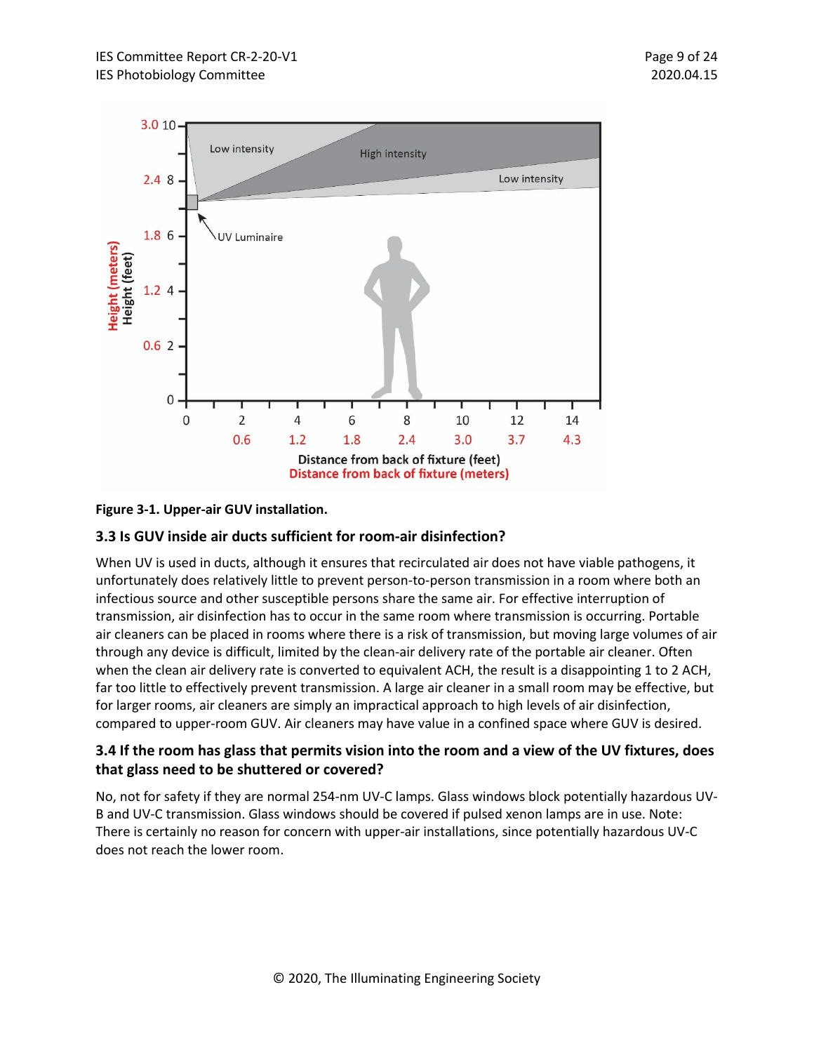**Figure 3-1. Upper-air GUV installation.**

### 3.3 Is GUV inside air ducts sufficient for room-air disinfection?

When UV is used in ducts, although it ensures that recirculated air does not have viable pathogens, it unfortunately does relatively little to prevent person-to-person transmission in a room where both an infectious source and other susceptible persons share the same air. For effective interruption of transmission, air disinfection has to occur in the same room where transmission is occurring. Portable air cleaners can be placed in rooms where there is a risk of transmission, but moving large volumes of air through any device is difficult, limited by the clean-air delivery rate of the portable air cleaner. Often when the clean air delivery rate is converted to equivalent ACH, the result is a disappointing 1 to 2 ACH, far too little to effectively prevent transmission. A large air cleaner in a small room may be effective, but for larger rooms, air cleaners are simply an impractical approach to high levels of air disinfection, compared to upper-room GUV. Air cleaners may have value in a confined space where GUV is desired.

### 3.4 If the room has glass that permits vision into the room and a view of the UV fixtures, does that glass need to be shuttered or covered?

No, not for safety if they are normal 254-nm UV-C lamps. Glass windows block potentially hazardous UV-B and UV-C transmission. Glass windows should be covered if pulsed xenon lamps are in use. Note: There is certainly no reason for concern with upper-air installations, since potentially hazardous UV-C does not reach the lower room.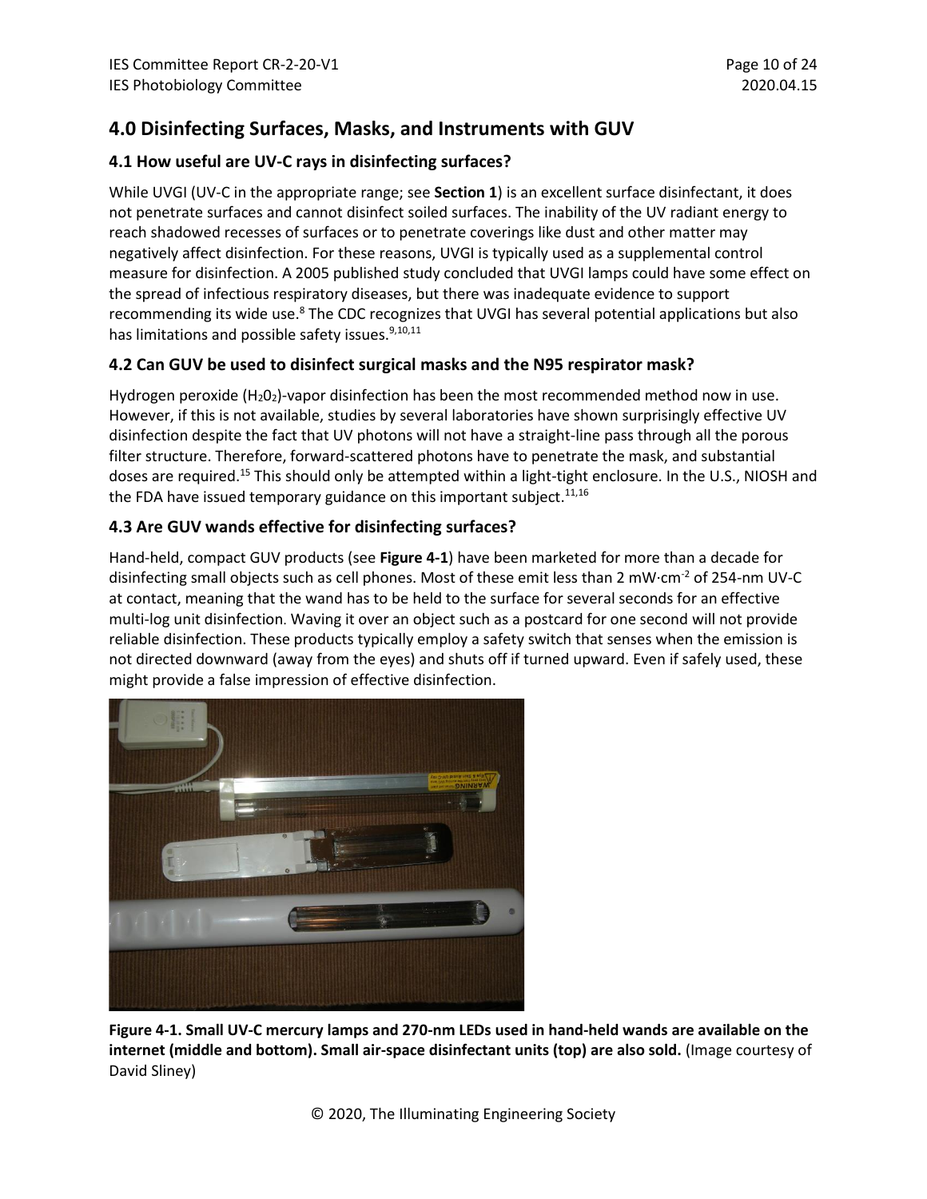## 4.0 Disinfecting Surfaces, Masks, and Instruments with GUV

### 4.1 How useful are UV-C rays in disinfecting surfaces?

While UVGI (UV-C in the appropriate range; see **Section 1**) is an excellent surface disinfectant, it does not penetrate surfaces and cannot disinfect soiled surfaces. The inability of the UV radiant energy to reach shadowed recesses of surfaces or to penetrate coverings like dust and other matter may negatively affect disinfection. For these reasons, UVGI is typically used as a supplemental control measure for disinfection. A 2005 published study concluded that UVGI lamps could have some effect on the spread of infectious respiratory diseases, but there was inadequate evidence to support recommending its wide use.[8] The CDC recognizes that UVGI has several potential applications but also has limitations and possible safety issues.[9,10,11]

### 4.2 Can GUV be used to disinfect surgical masks and the N95 respirator mask?

Hydrogen peroxide ($H_2O_2$)-vapor disinfection has been the most recommended method now in use. However, if this is not available, studies by several laboratories have shown surprisingly effective UV disinfection despite the fact that UV photons will not have a straight-line pass through all the porous filter structure. Therefore, forward-scattered photons have to penetrate the mask, and substantial doses are required.[15] This should only be attempted within a light-tight enclosure. In the U.S., NIOSH and the FDA have issued temporary guidance on this important subject.[11,16]

### 4.3 Are GUV wands effective for disinfecting surfaces?

Hand-held, compact GUV products (see **Figure 4-1**) have been marketed for more than a decade for disinfecting small objects such as cell phones. Most of these emit less than 2 $mW \cdot cm^{-2}$ of 254-nm UV-C at contact, meaning that the wand has to be held to the surface for several seconds for an effective multi-log unit disinfection. Waving it over an object such as a postcard for one second will not provide reliable disinfection. These products typically employ a safety switch that senses when the emission is not directed downward (away from the eyes) and shuts off if turned upward. Even if safely used, these might provide a false impression of effective disinfection.

**Figure 4-1. Small UV-C mercury lamps and 270-nm LEDs used in hand-held wands are available on the internet (middle and bottom). Small air-space disinfectant units (top) are also sold.** (Image courtesy of David Sliney)

© 2020, The Illuminating Engineering Society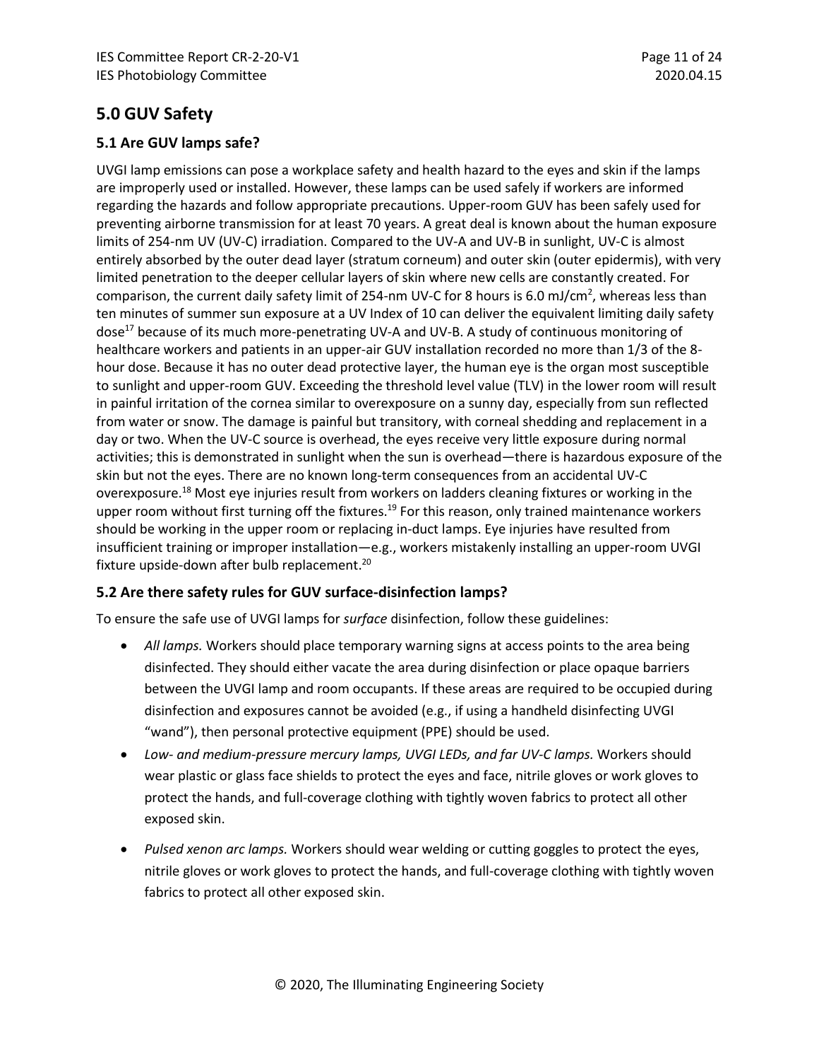## 5.0 GUV Safety

### 5.1 Are GUV lamps safe?

UVGI lamp emissions can pose a workplace safety and health hazard to the eyes and skin if the lamps are improperly used or installed. However, these lamps can be used safely if workers are informed regarding the hazards and follow appropriate precautions. Upper-room GUV has been safely used for preventing airborne transmission for at least 70 years. A great deal is known about the human exposure limits of 254-nm UV (UV-C) irradiation. Compared to the UV-A and UV-B in sunlight, UV-C is almost entirely absorbed by the outer dead layer (stratum corneum) and outer skin (outer epidermis), with very limited penetration to the deeper cellular layers of skin where new cells are constantly created. For comparison, the current daily safety limit of 254-nm UV-C for 8 hours is 6.0 mJ/cm$^2$, whereas less than ten minutes of summer sun exposure at a UV Index of 10 can deliver the equivalent limiting daily safety dose[17] because of its much more-penetrating UV-A and UV-B. A study of continuous monitoring of healthcare workers and patients in an upper-air GUV installation recorded no more than 1/3 of the 8-hour dose. Because it has no outer dead protective layer, the human eye is the organ most susceptible to sunlight and upper-room GUV. Exceeding the threshold level value (TLV) in the lower room will result in painful irritation of the cornea similar to overexposure on a sunny day, especially from sun reflected from water or snow. The damage is painful but transitory, with corneal shedding and replacement in a day or two. When the UV-C source is overhead, the eyes receive very little exposure during normal activities; this is demonstrated in sunlight when the sun is overhead—there is hazardous exposure of the skin but not the eyes. There are no known long-term consequences from an accidental UV-C overexposure.[18] Most eye injuries result from workers on ladders cleaning fixtures or working in the upper room without first turning off the fixtures.[19] For this reason, only trained maintenance workers should be working in the upper room or replacing in-duct lamps. Eye injuries have resulted from insufficient training or improper installation—e.g., workers mistakenly installing an upper-room UVGI fixture upside-down after bulb replacement.[20]

### 5.2 Are there safety rules for GUV surface-disinfection lamps?

To ensure the safe use of UVGI lamps for *surface* disinfection, follow these guidelines:

- *All lamps.* Workers should place temporary warning signs at access points to the area being disinfected. They should either vacate the area during disinfection or place opaque barriers between the UVGI lamp and room occupants. If these areas are required to be occupied during disinfection and exposures cannot be avoided (e.g., if using a handheld disinfecting UVGI "wand"), then personal protective equipment (PPE) should be used.
- *Low- and medium-pressure mercury lamps, UVGI LEDs, and far UV-C lamps.* Workers should wear plastic or glass face shields to protect the eyes and face, nitrile gloves or work gloves to protect the hands, and full-coverage clothing with tightly woven fabrics to protect all other exposed skin.
- *Pulsed xenon arc lamps.* Workers should wear welding or cutting goggles to protect the eyes, nitrile gloves or work gloves to protect the hands, and full-coverage clothing with tightly woven fabrics to protect all other exposed skin.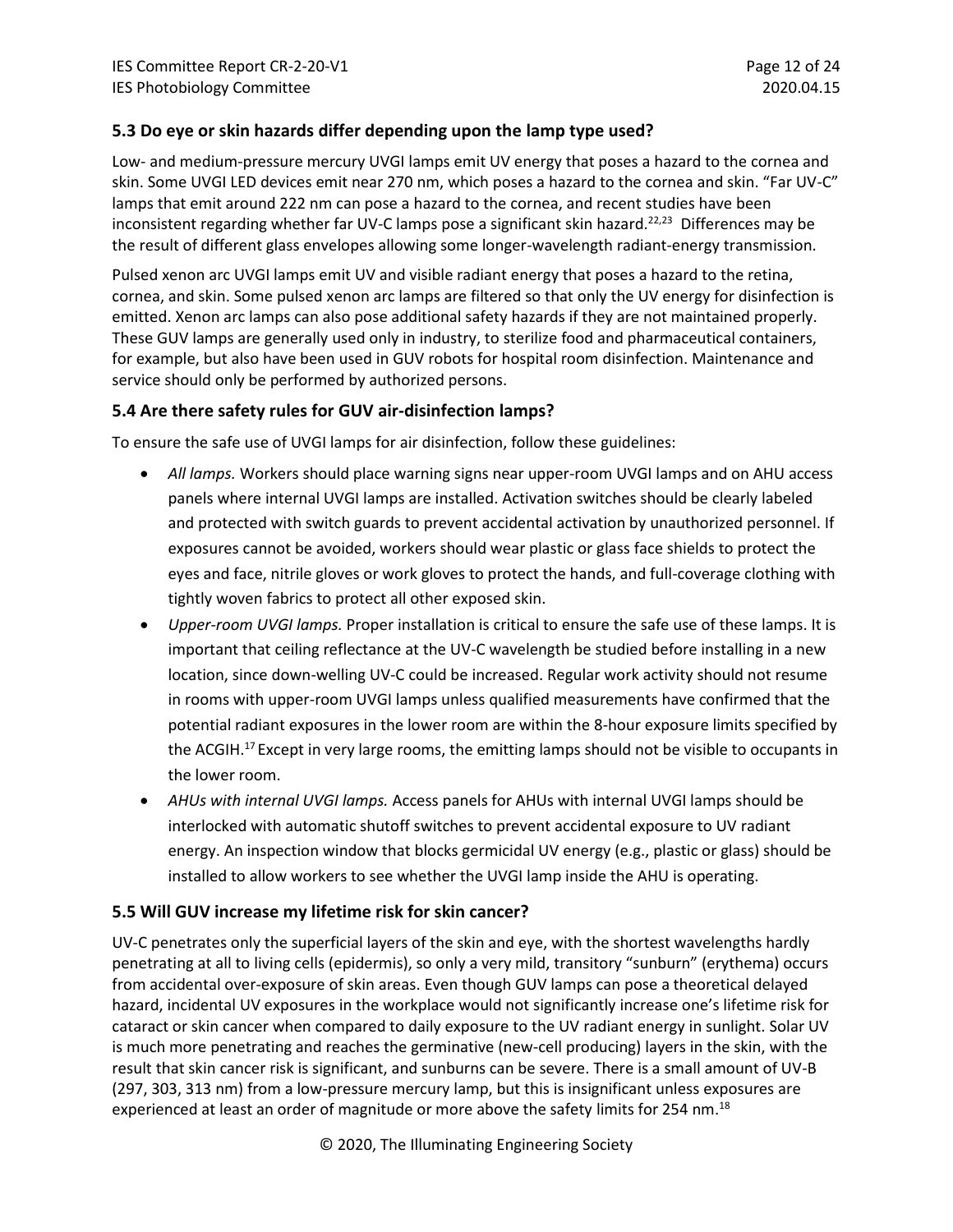## 5.3 Do eye or skin hazards differ depending upon the lamp type used?

Low- and medium-pressure mercury UVGI lamps emit UV energy that poses a hazard to the cornea and skin. Some UVGI LED devices emit near 270 nm, which poses a hazard to the cornea and skin. "Far UV-C" lamps that emit around 222 nm can pose a hazard to the cornea, and recent studies have been inconsistent regarding whether far UV-C lamps pose a significant skin hazard.[22,23] Differences may be the result of different glass envelopes allowing some longer-wavelength radiant-energy transmission.

Pulsed xenon arc UVGI lamps emit UV and visible radiant energy that poses a hazard to the retina, cornea, and skin. Some pulsed xenon arc lamps are filtered so that only the UV energy for disinfection is emitted. Xenon arc lamps can also pose additional safety hazards if they are not maintained properly. These GUV lamps are generally used only in industry, to sterilize food and pharmaceutical containers, for example, but also have been used in GUV robots for hospital room disinfection. Maintenance and service should only be performed by authorized persons.

## 5.4 Are there safety rules for GUV air-disinfection lamps?

To ensure the safe use of UVGI lamps for air disinfection, follow these guidelines:

- *All lamps.* Workers should place warning signs near upper-room UVGI lamps and on AHU access panels where internal UVGI lamps are installed. Activation switches should be clearly labeled and protected with switch guards to prevent accidental activation by unauthorized personnel. If exposures cannot be avoided, workers should wear plastic or glass face shields to protect the eyes and face, nitrile gloves or work gloves to protect the hands, and full-coverage clothing with tightly woven fabrics to protect all other exposed skin.
- *Upper-room UVGI lamps.* Proper installation is critical to ensure the safe use of these lamps. It is important that ceiling reflectance at the UV-C wavelength be studied before installing in a new location, since down-welling UV-C could be increased. Regular work activity should not resume in rooms with upper-room UVGI lamps unless qualified measurements have confirmed that the potential radiant exposures in the lower room are within the 8-hour exposure limits specified by the ACGIH.[17] Except in very large rooms, the emitting lamps should not be visible to occupants in the lower room.
- *AHUs with internal UVGI lamps.* Access panels for AHUs with internal UVGI lamps should be interlocked with automatic shutoff switches to prevent accidental exposure to UV radiant energy. An inspection window that blocks germicidal UV energy (e.g., plastic or glass) should be installed to allow workers to see whether the UVGI lamp inside the AHU is operating.

## 5.5 Will GUV increase my lifetime risk for skin cancer?

UV-C penetrates only the superficial layers of the skin and eye, with the shortest wavelengths hardly penetrating at all to living cells (epidermis), so only a very mild, transitory "sunburn" (erythema) occurs from accidental over-exposure of skin areas. Even though GUV lamps can pose a theoretical delayed hazard, incidental UV exposures in the workplace would not significantly increase one's lifetime risk for cataract or skin cancer when compared to daily exposure to the UV radiant energy in sunlight. Solar UV is much more penetrating and reaches the germinative (new-cell producing) layers in the skin, with the result that skin cancer risk is significant, and sunburns can be severe. There is a small amount of UV-B (297, 303, 313 nm) from a low-pressure mercury lamp, but this is insignificant unless exposures are experienced at least an order of magnitude or more above the safety limits for 254 nm.[18]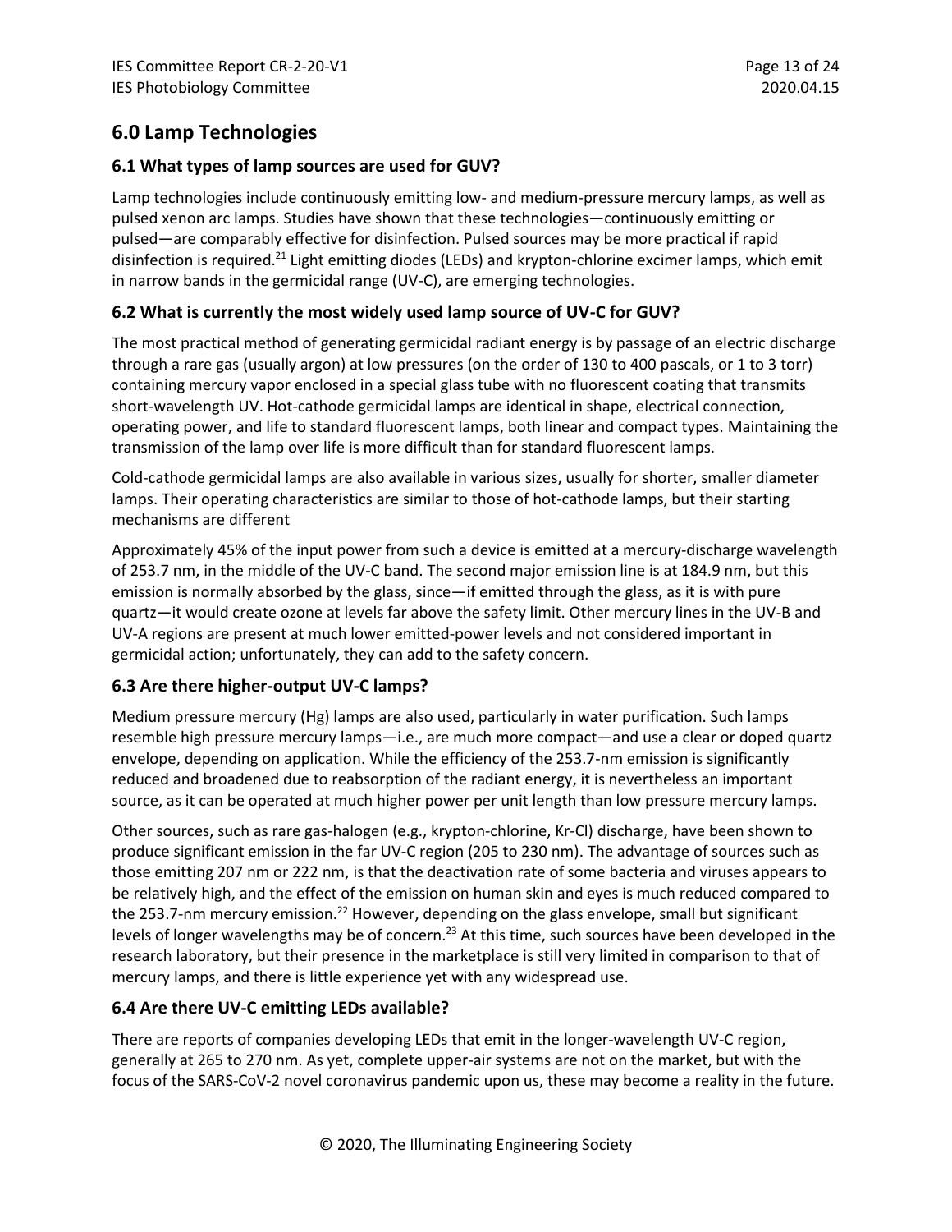## 6.0 Lamp Technologies

### 6.1 What types of lamp sources are used for GUV?

Lamp technologies include continuously emitting low- and medium-pressure mercury lamps, as well as pulsed xenon arc lamps. Studies have shown that these technologies—continuously emitting or pulsed—are comparably effective for disinfection. Pulsed sources may be more practical if rapid disinfection is required.[21] Light emitting diodes (LEDs) and krypton-chlorine excimer lamps, which emit in narrow bands in the germicidal range (UV-C), are emerging technologies.

### 6.2 What is currently the most widely used lamp source of UV-C for GUV?

The most practical method of generating germicidal radiant energy is by passage of an electric discharge through a rare gas (usually argon) at low pressures (on the order of 130 to 400 pascals, or 1 to 3 torr) containing mercury vapor enclosed in a special glass tube with no fluorescent coating that transmits short-wavelength UV. Hot-cathode germicidal lamps are identical in shape, electrical connection, operating power, and life to standard fluorescent lamps, both linear and compact types. Maintaining the transmission of the lamp over life is more difficult than for standard fluorescent lamps.

Cold-cathode germicidal lamps are also available in various sizes, usually for shorter, smaller diameter lamps. Their operating characteristics are similar to those of hot-cathode lamps, but their starting mechanisms are different

Approximately 45% of the input power from such a device is emitted at a mercury-discharge wavelength of 253.7 nm, in the middle of the UV-C band. The second major emission line is at 184.9 nm, but this emission is normally absorbed by the glass, since—if emitted through the glass, as it is with pure quartz—it would create ozone at levels far above the safety limit. Other mercury lines in the UV-B and UV-A regions are present at much lower emitted-power levels and not considered important in germicidal action; unfortunately, they can add to the safety concern.

### 6.3 Are there higher-output UV-C lamps?

Medium pressure mercury (Hg) lamps are also used, particularly in water purification. Such lamps resemble high pressure mercury lamps—i.e., are much more compact—and use a clear or doped quartz envelope, depending on application. While the efficiency of the 253.7-nm emission is significantly reduced and broadened due to reabsorption of the radiant energy, it is nevertheless an important source, as it can be operated at much higher power per unit length than low pressure mercury lamps.

Other sources, such as rare gas-halogen (e.g., krypton-chlorine, Kr-Cl) discharge, have been shown to produce significant emission in the far UV-C region (205 to 230 nm). The advantage of sources such as those emitting 207 nm or 222 nm, is that the deactivation rate of some bacteria and viruses appears to be relatively high, and the effect of the emission on human skin and eyes is much reduced compared to the 253.7-nm mercury emission.[22] However, depending on the glass envelope, small but significant levels of longer wavelengths may be of concern.[23] At this time, such sources have been developed in the research laboratory, but their presence in the marketplace is still very limited in comparison to that of mercury lamps, and there is little experience yet with any widespread use.

### 6.4 Are there UV-C emitting LEDs available?

There are reports of companies developing LEDs that emit in the longer-wavelength UV-C region, generally at 265 to 270 nm. As yet, complete upper-air systems are not on the market, but with the focus of the SARS-CoV-2 novel coronavirus pandemic upon us, these may become a reality in the future.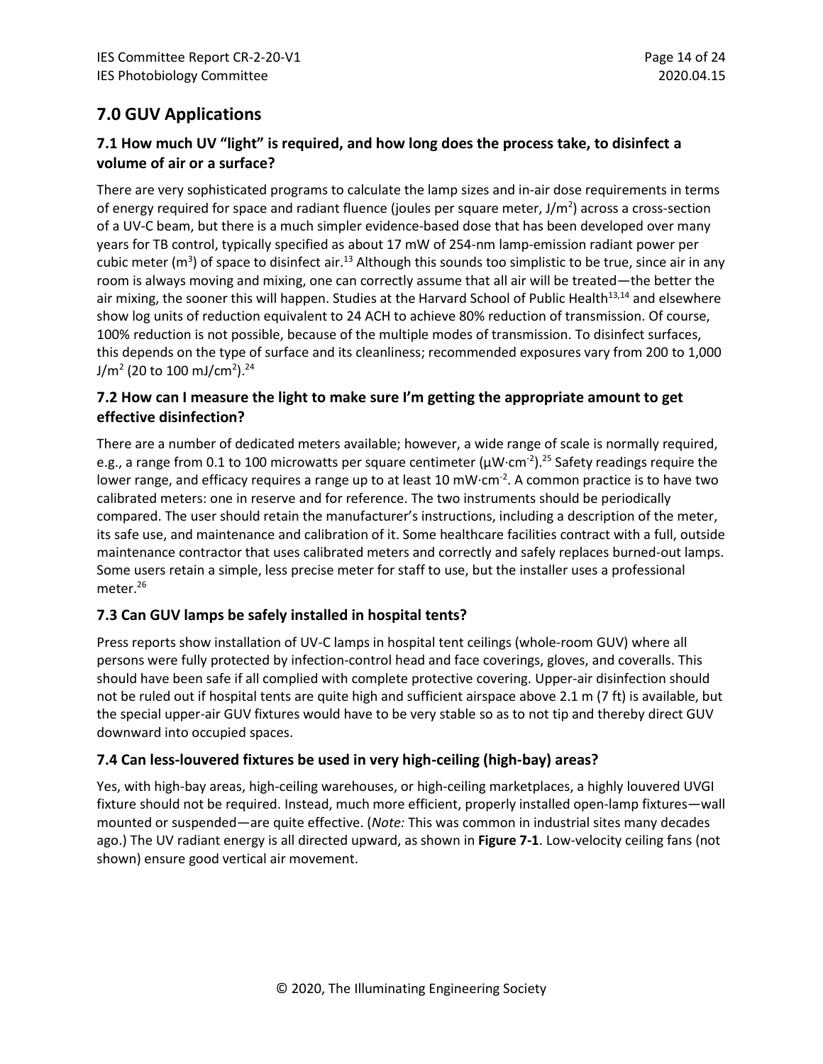## 7.0 GUV Applications

### 7.1 How much UV "light" is required, and how long does the process take, to disinfect a volume of air or a surface?

There are very sophisticated programs to calculate the lamp sizes and in-air dose requirements in terms of energy required for space and radiant fluence (joules per square meter, $J/m^2$) across a cross-section of a UV-C beam, but there is a much simpler evidence-based dose that has been developed over many years for TB control, typically specified as about 17 mW of 254-nm lamp-emission radiant power per cubic meter ($m^3$) of space to disinfect air.[13] Although this sounds too simplistic to be true, since air in any room is always moving and mixing, one can correctly assume that all air will be treated—the better the air mixing, the sooner this will happen. Studies at the Harvard School of Public Health[13,14] and elsewhere show log units of reduction equivalent to 24 ACH to achieve 80% reduction of transmission. Of course, 100% reduction is not possible, because of the multiple modes of transmission. To disinfect surfaces, this depends on the type of surface and its cleanliness; recommended exposures vary from 200 to 1,000 $J/m^2$ (20 to 100 $mJ/cm^2$).[24]

### 7.2 How can I measure the light to make sure I'm getting the appropriate amount to get effective disinfection?

There are a number of dedicated meters available; however, a wide range of scale is normally required, e.g., a range from 0.1 to 100 microwatts per square centimeter ($\mu W \cdot cm^{-2}$).[25] Safety readings require the lower range, and efficacy requires a range up to at least 10 $mW \cdot cm^{-2}$. A common practice is to have two calibrated meters: one in reserve and for reference. The two instruments should be periodically compared. The user should retain the manufacturer's instructions, including a description of the meter, its safe use, and maintenance and calibration of it. Some healthcare facilities contract with a full, outside maintenance contractor that uses calibrated meters and correctly and safely replaces burned-out lamps. Some users retain a simple, less precise meter for staff to use, but the installer uses a professional meter.[26]

### 7.3 Can GUV lamps be safely installed in hospital tents?

Press reports show installation of UV-C lamps in hospital tent ceilings (whole-room GUV) where all persons were fully protected by infection-control head and face coverings, gloves, and coveralls. This should have been safe if all complied with complete protective covering. Upper-air disinfection should not be ruled out if hospital tents are quite high and sufficient airspace above 2.1 m (7 ft) is available, but the special upper-air GUV fixtures would have to be very stable so as to not tip and thereby direct GUV downward into occupied spaces.

### 7.4 Can less-louvered fixtures be used in very high-ceiling (high-bay) areas?

Yes, with high-bay areas, high-ceiling warehouses, or high-ceiling marketplaces, a highly louvered UVGI fixture should not be required. Instead, much more efficient, properly installed open-lamp fixtures—wall mounted or suspended—are quite effective. (*Note:* This was common in industrial sites many decades ago.) The UV radiant energy is all directed upward, as shown in **Figure 7-1**. Low-velocity ceiling fans (not shown) ensure good vertical air movement.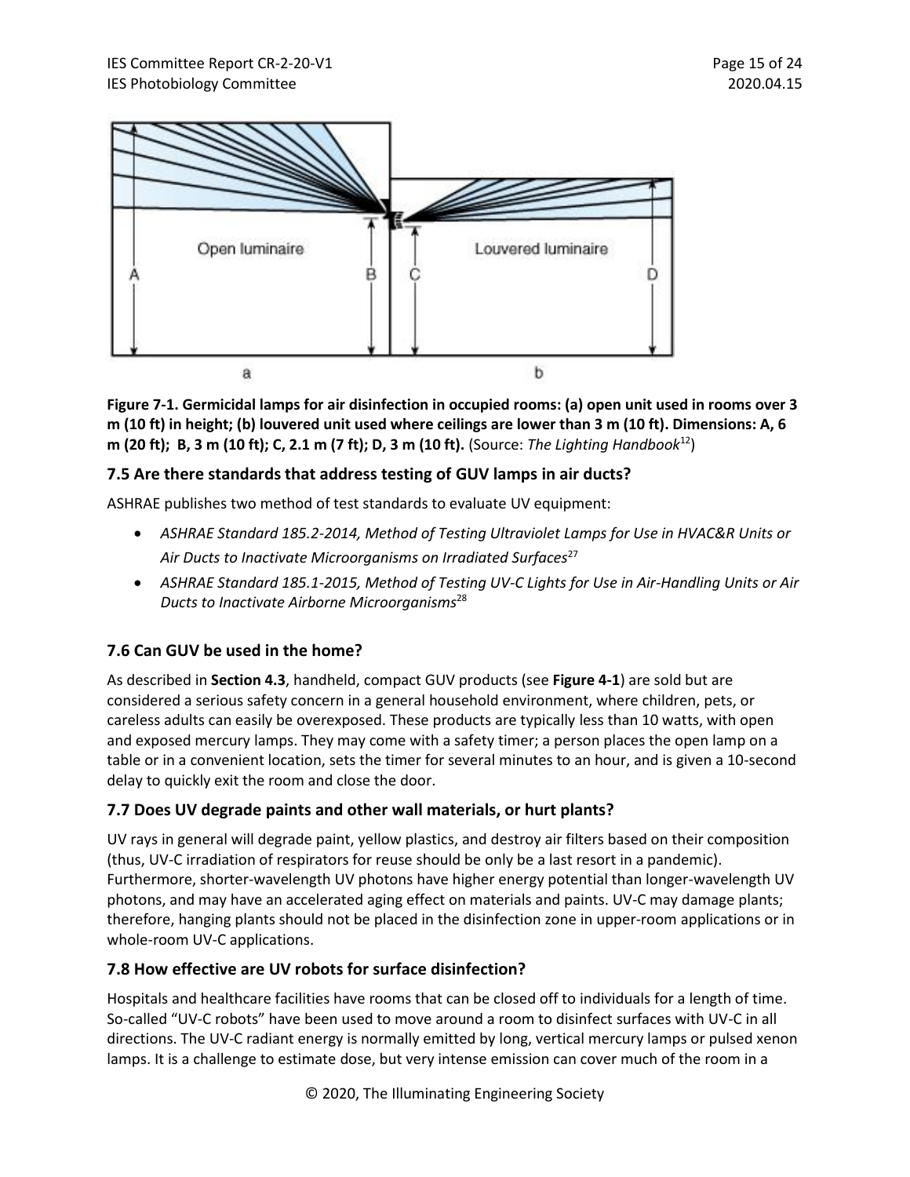Figure 7-1. Germicidal lamps for air disinfection in occupied rooms: (a) open unit used in rooms over 3 m (10 ft) in height; (b) louvered unit used where ceilings are lower than 3 m (10 ft). Dimensions: A, 6 m (20 ft); B, 3 m (10 ft); C, 2.1 m (7 ft); D, 3 m (10 ft). (Source: *The Lighting Handbook*[12])

### 7.5 Are there standards that address testing of GUV lamps in air ducts?

ASHRAE publishes two method of test standards to evaluate UV equipment:

- *ASHRAE Standard 185.2-2014, Method of Testing Ultraviolet Lamps for Use in HVAC&R Units or Air Ducts to Inactivate Microorganisms on Irradiated Surfaces*[27]
- *ASHRAE Standard 185.1-2015, Method of Testing UV-C Lights for Use in Air-Handling Units or Air Ducts to Inactivate Airborne Microorganisms*[28]

### 7.6 Can GUV be used in the home?

As described in **Section 4.3**, handheld, compact GUV products (see **Figure 4-1**) are sold but are considered a serious safety concern in a general household environment, where children, pets, or careless adults can easily be overexposed. These products are typically less than 10 watts, with open and exposed mercury lamps. They may come with a safety timer; a person places the open lamp on a table or in a convenient location, sets the timer for several minutes to an hour, and is given a 10-second delay to quickly exit the room and close the door.

### 7.7 Does UV degrade paints and other wall materials, or hurt plants?

UV rays in general will degrade paint, yellow plastics, and destroy air filters based on their composition (thus, UV-C irradiation of respirators for reuse should be only be a last resort in a pandemic). Furthermore, shorter-wavelength UV photons have higher energy potential than longer-wavelength UV photons, and may have an accelerated aging effect on materials and paints. UV-C may damage plants; therefore, hanging plants should not be placed in the disinfection zone in upper-room applications or in whole-room UV-C applications.

### 7.8 How effective are UV robots for surface disinfection?

Hospitals and healthcare facilities have rooms that can be closed off to individuals for a length of time. So-called "UV-C robots" have been used to move around a room to disinfect surfaces with UV-C in all directions. The UV-C radiant energy is normally emitted by long, vertical mercury lamps or pulsed xenon lamps. It is a challenge to estimate dose, but very intense emission can cover much of the room in a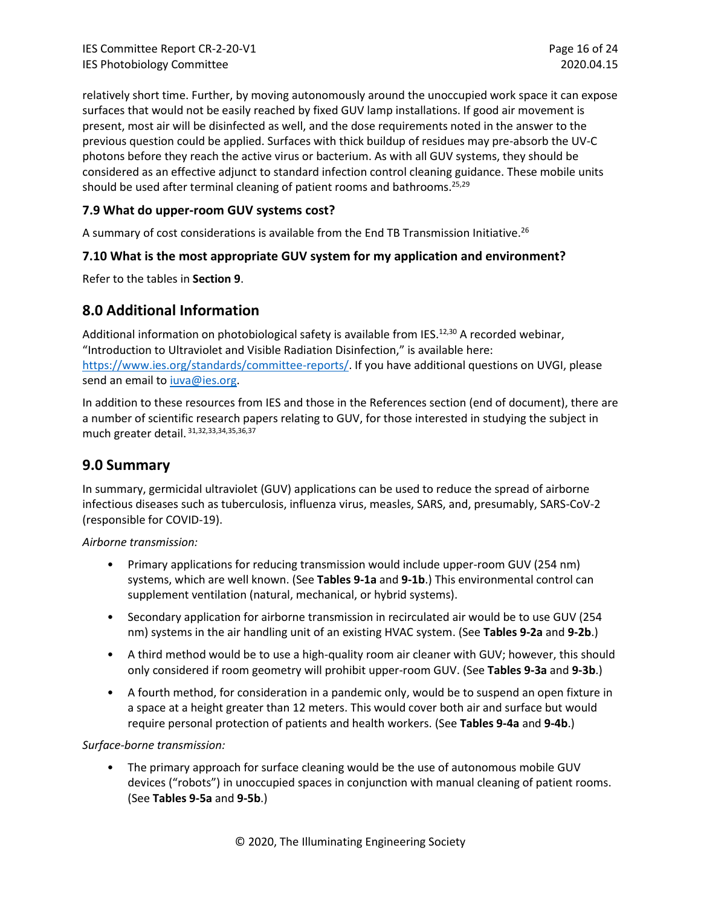relatively short time. Further, by moving autonomously around the unoccupied work space it can expose surfaces that would not be easily reached by fixed GUV lamp installations. If good air movement is present, most air will be disinfected as well, and the dose requirements noted in the answer to the previous question could be applied. Surfaces with thick buildup of residues may pre-absorb the UV-C photons before they reach the active virus or bacterium. As with all GUV systems, they should be considered as an effective adjunct to standard infection control cleaning guidance. These mobile units should be used after terminal cleaning of patient rooms and bathrooms.[25,29]

### 7.9 What do upper-room GUV systems cost?

A summary of cost considerations is available from the End TB Transmission Initiative.[26]

### 7.10 What is the most appropriate GUV system for my application and environment?

Refer to the tables in **Section 9**.

## 8.0 Additional Information

Additional information on photobiological safety is available from IES.[12,30] A recorded webinar, "Introduction to Ultraviolet and Visible Radiation Disinfection," is available here: https://www.ies.org/standards/committee-reports/. If you have additional questions on UVGI, please send an email to iuva@ies.org.

In addition to these resources from IES and those in the References section (end of document), there are a number of scientific research papers relating to GUV, for those interested in studying the subject in much greater detail.[31,32,33,34,35,36,37]

## 9.0 Summary

In summary, germicidal ultraviolet (GUV) applications can be used to reduce the spread of airborne infectious diseases such as tuberculosis, influenza virus, measles, SARS, and, presumably, SARS-CoV-2 (responsible for COVID-19).

*Airborne transmission:*

- Primary applications for reducing transmission would include upper-room GUV (254 nm) systems, which are well known. (See **Tables 9-1a** and **9-1b**.) This environmental control can supplement ventilation (natural, mechanical, or hybrid systems).
- Secondary application for airborne transmission in recirculated air would be to use GUV (254 nm) systems in the air handling unit of an existing HVAC system. (See **Tables 9-2a** and **9-2b**.)
- A third method would be to use a high-quality room air cleaner with GUV; however, this should only considered if room geometry will prohibit upper-room GUV. (See **Tables 9-3a** and **9-3b**.)
- A fourth method, for consideration in a pandemic only, would be to suspend an open fixture in a space at a height greater than 12 meters. This would cover both air and surface but would require personal protection of patients and health workers. (See **Tables 9-4a** and **9-4b**.)

*Surface-borne transmission:*

- The primary approach for surface cleaning would be the use of autonomous mobile GUV devices ("robots") in unoccupied spaces in conjunction with manual cleaning of patient rooms. (See **Tables 9-5a** and **9-5b**.)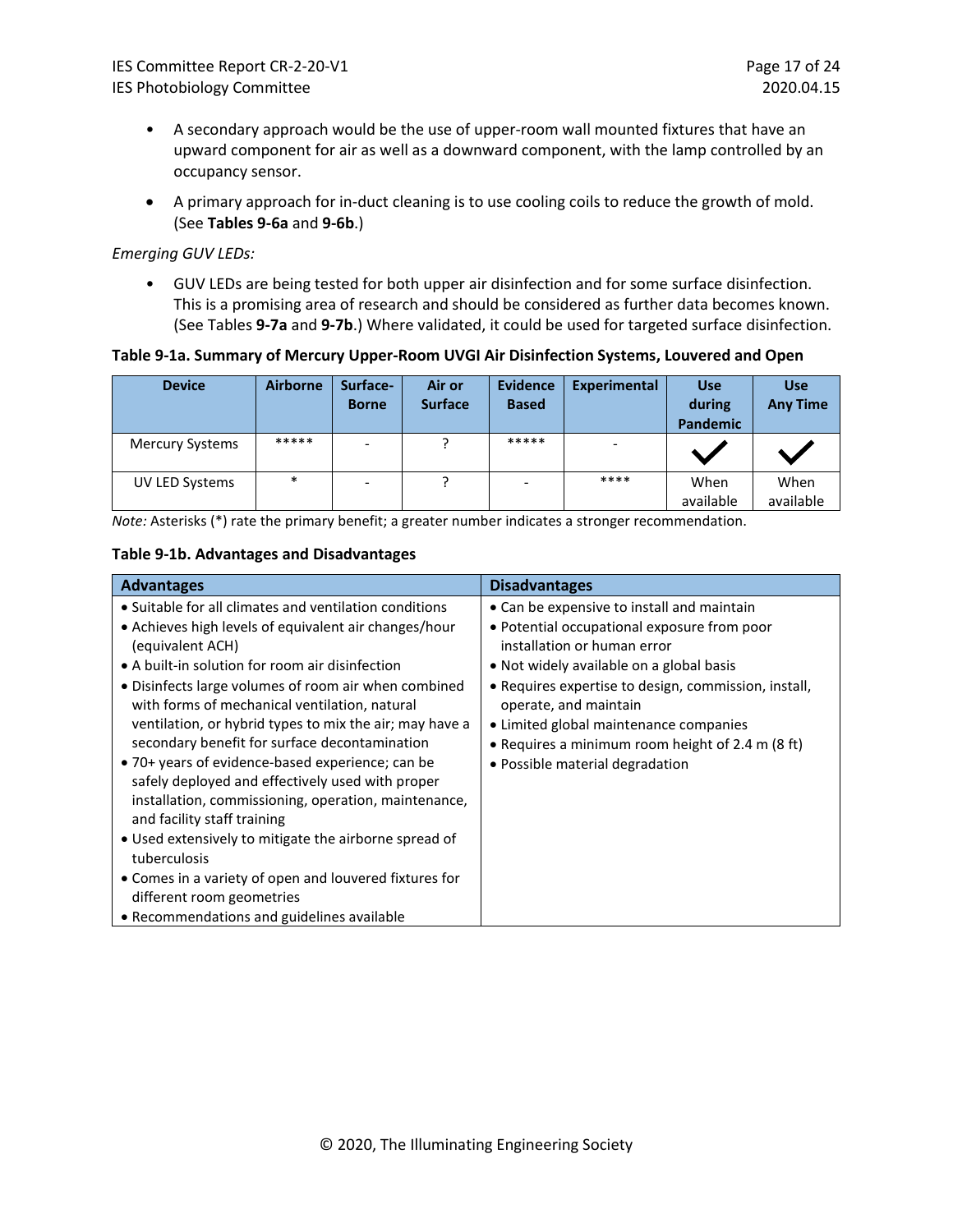- A secondary approach would be the use of upper-room wall mounted fixtures that have an upward component for air as well as a downward component, with the lamp controlled by an occupancy sensor.
- A primary approach for in-duct cleaning is to use cooling coils to reduce the growth of mold. (See **Tables 9-6a** and **9-6b**.)

*Emerging GUV LEDs:*

- GUV LEDs are being tested for both upper air disinfection and for some surface disinfection. This is a promising area of research and should be considered as further data becomes known. (See Tables **9-7a** and **9-7b**.) Where validated, it could be used for targeted surface disinfection.

**Table 9-1a. Summary of Mercury Upper-Room UVGI Air Disinfection Systems, Louvered and Open**

| Device | Airborne | Surface-Borne | Air or Surface | Evidence Based | Experimental | Use during Pandemic | Use Any Time |
|---|---|---|---|---|---|---|---|
| Mercury Systems | ***** | - | ? | ***** | - | ✓ | ✓ |
| UV LED Systems | * | - | ? | - | **** | When available | When available |

*Note:* Asterisks (*) rate the primary benefit; a greater number indicates a stronger recommendation.

**Table 9-1b. Advantages and Disadvantages**

| Advantages | Disadvantages |
|---|---|
| • Suitable for all climates and ventilation conditions<br>• Achieves high levels of equivalent air changes/hour (equivalent ACH)<br>• A built-in solution for room air disinfection<br>• Disinfects large volumes of room air when combined with forms of mechanical ventilation, natural ventilation, or hybrid types to mix the air; may have a secondary benefit for surface decontamination<br>• 70+ years of evidence-based experience; can be safely deployed and effectively used with proper installation, commissioning, operation, maintenance, and facility staff training<br>• Used extensively to mitigate the airborne spread of tuberculosis<br>• Comes in a variety of open and louvered fixtures for different room geometries<br>• Recommendations and guidelines available | • Can be expensive to install and maintain<br>• Potential occupational exposure from poor installation or human error<br>• Not widely available on a global basis<br>• Requires expertise to design, commission, install, operate, and maintain<br>• Limited global maintenance companies<br>• Requires a minimum room height of 2.4 m (8 ft)<br>• Possible material degradation |

© 2020, The Illuminating Engineering Society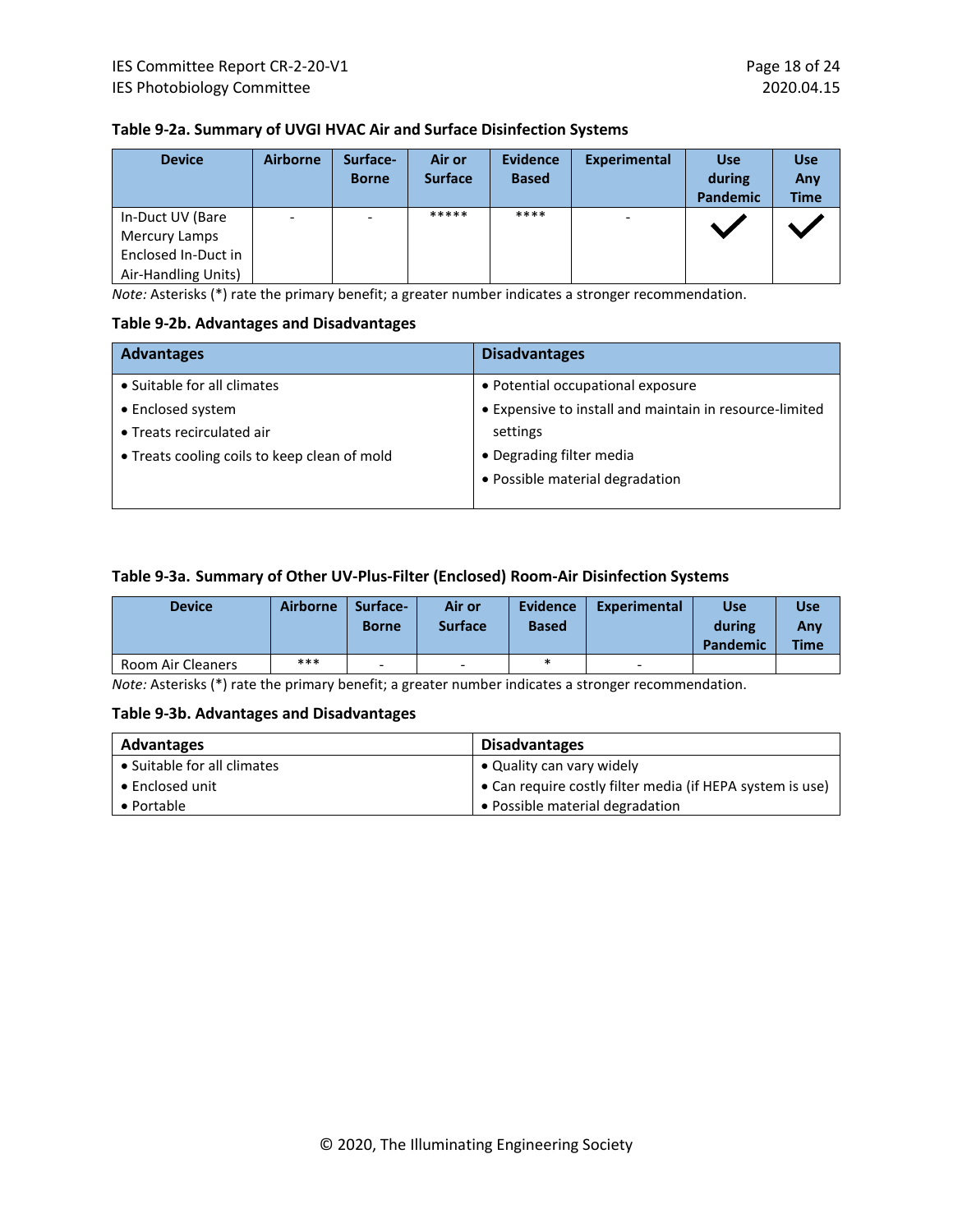**Table 9-2a. Summary of UVGI HVAC Air and Surface Disinfection Systems**

| Device | Airborne | Surface-Borne | Air or Surface | Evidence Based | Experimental | Use during Pandemic | Use Any Time |
|---|---|---|---|---|---|---|---|
| In-Duct UV (Bare Mercury Lamps Enclosed In-Duct in Air-Handling Units) | - | - | ***** | **** | - | ✓ | ✓ |

*Note:* Asterisks (*) rate the primary benefit; a greater number indicates a stronger recommendation.

**Table 9-2b. Advantages and Disadvantages**

| Advantages | Disadvantages |
|---|---|
| • Suitable for all climates<br>• Enclosed system<br>• Treats recirculated air<br>• Treats cooling coils to keep clean of mold | • Potential occupational exposure<br>• Expensive to install and maintain in resource-limited settings<br>• Degrading filter media<br>• Possible material degradation |

**Table 9-3a. Summary of Other UV-Plus-Filter (Enclosed) Room-Air Disinfection Systems**

| Device | Airborne | Surface-Borne | Air or Surface | Evidence Based | Experimental | Use during Pandemic | Use Any Time |
|---|---|---|---|---|---|---|---|
| Room Air Cleaners | *** | - | - | * | - | | |

*Note:* Asterisks (*) rate the primary benefit; a greater number indicates a stronger recommendation.

**Table 9-3b. Advantages and Disadvantages**

| Advantages | Disadvantages |
|---|---|
| • Suitable for all climates<br>• Enclosed unit<br>• Portable | • Quality can vary widely<br>• Can require costly filter media (if HEPA system is use)<br>• Possible material degradation |

© 2020, The Illuminating Engineering Society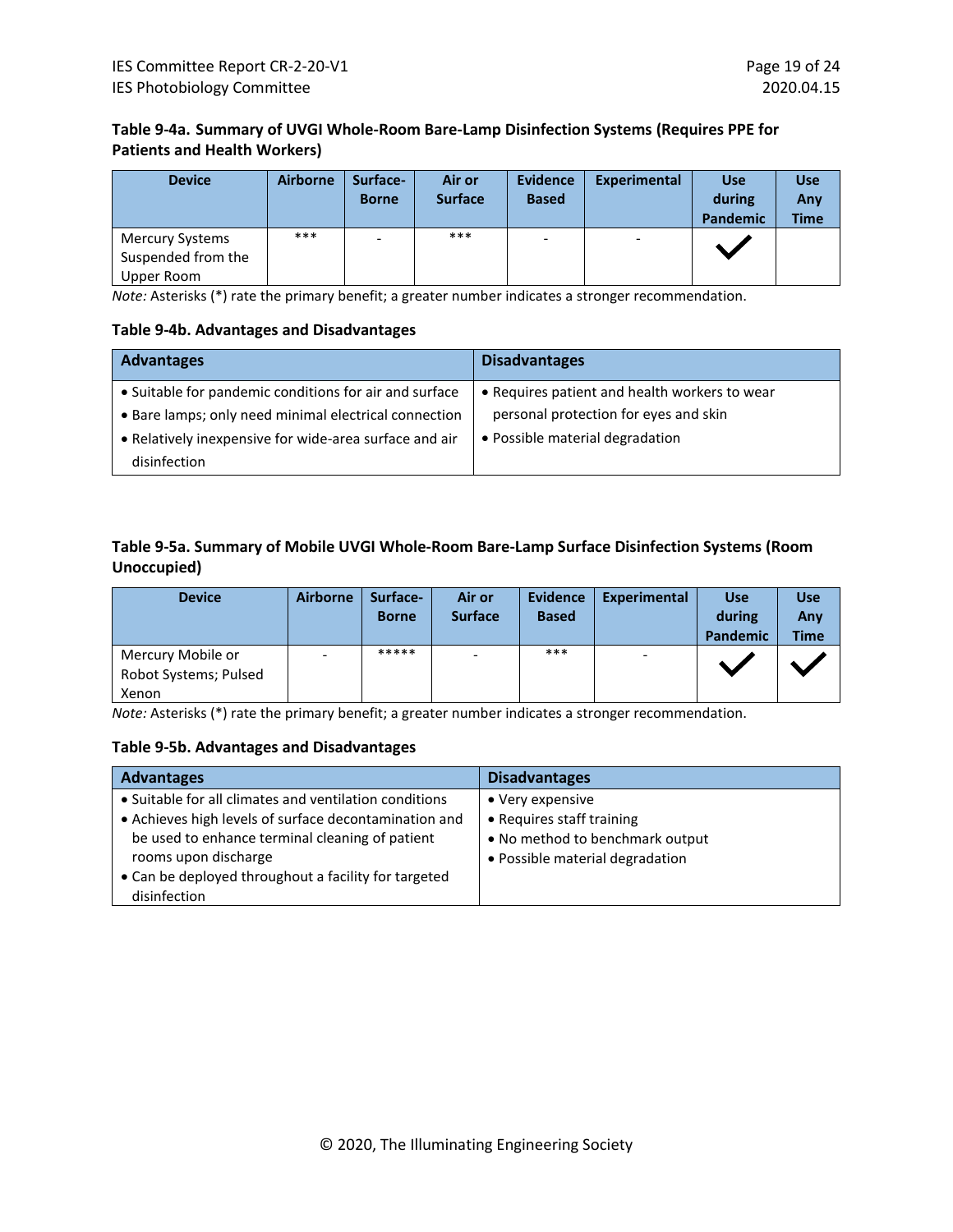**Table 9-4a. Summary of UVGI Whole-Room Bare-Lamp Disinfection Systems (Requires PPE for Patients and Health Workers)**

| Device | Airborne | Surface-Borne | Air or Surface | Evidence Based | Experimental | Use during Pandemic | Use Any Time |
|---|---|---|---|---|---|---|---|
| Mercury Systems Suspended from the Upper Room | *** | - | *** | - | - | ✓ | |

*Note:* Asterisks (*) rate the primary benefit; a greater number indicates a stronger recommendation.

**Table 9-4b. Advantages and Disadvantages**

| Advantages | Disadvantages |
|---|---|
| • Suitable for pandemic conditions for air and surface<br>• Bare lamps; only need minimal electrical connection<br>• Relatively inexpensive for wide-area surface and air disinfection | • Requires patient and health workers to wear personal protection for eyes and skin<br>• Possible material degradation |

**Table 9-5a. Summary of Mobile UVGI Whole-Room Bare-Lamp Surface Disinfection Systems (Room Unoccupied)**

| Device | Airborne | Surface-Borne | Air or Surface | Evidence Based | Experimental | Use during Pandemic | Use Any Time |
|---|---|---|---|---|---|---|---|
| Mercury Mobile or Robot Systems; Pulsed Xenon | - | ***** | - | *** | - | ✓ | ✓ |

*Note:* Asterisks (*) rate the primary benefit; a greater number indicates a stronger recommendation.

**Table 9-5b. Advantages and Disadvantages**

| Advantages | Disadvantages |
|---|---|
| • Suitable for all climates and ventilation conditions<br>• Achieves high levels of surface decontamination and be used to enhance terminal cleaning of patient rooms upon discharge<br>• Can be deployed throughout a facility for targeted disinfection | • Very expensive<br>• Requires staff training<br>• No method to benchmark output<br>• Possible material degradation |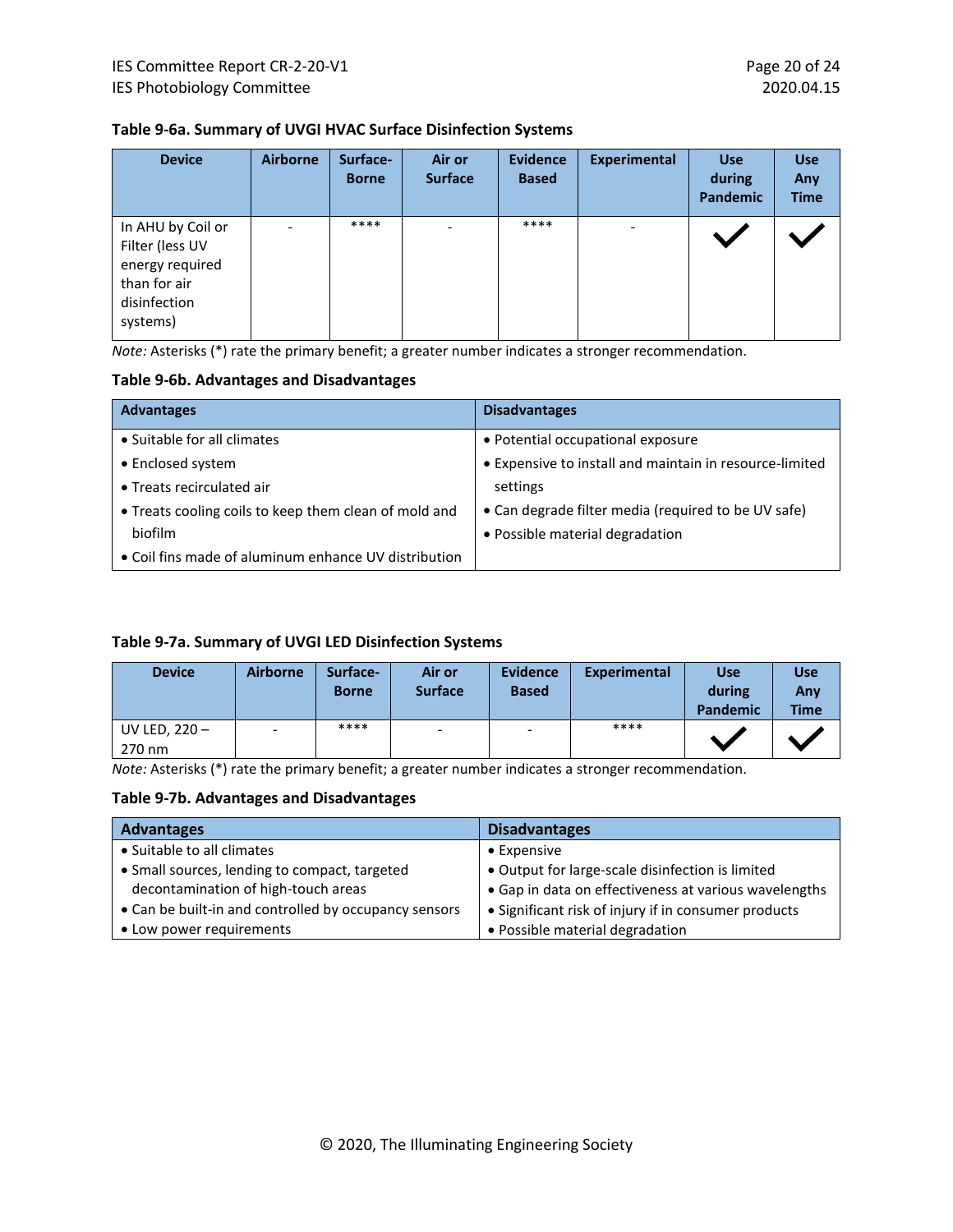**Table 9-6a. Summary of UVGI HVAC Surface Disinfection Systems**

| Device | Airborne | Surface-Borne | Air or Surface | Evidence Based | Experimental | Use during Pandemic | Use Any Time |
|---|---|---|---|---|---|---|---|
| In AHU by Coil or Filter (less UV energy required than for air disinfection systems) | - | **** | - | **** | - | ✓ | ✓ |

*Note:* Asterisks (*) rate the primary benefit; a greater number indicates a stronger recommendation.

**Table 9-6b. Advantages and Disadvantages**

| Advantages | Disadvantages |
|---|---|
| • Suitable for all climates<br>• Enclosed system<br>• Treats recirculated air<br>• Treats cooling coils to keep them clean of mold and biofilm<br>• Coil fins made of aluminum enhance UV distribution | • Potential occupational exposure<br>• Expensive to install and maintain in resource-limited settings<br>• Can degrade filter media (required to be UV safe)<br>• Possible material degradation |

**Table 9-7a. Summary of UVGI LED Disinfection Systems**

| Device | Airborne | Surface-Borne | Air or Surface | Evidence Based | Experimental | Use during Pandemic | Use Any Time |
|---|---|---|---|---|---|---|---|
| UV LED, 220 – 270 nm | - | **** | - | - | **** | ✓ | ✓ |

*Note:* Asterisks (*) rate the primary benefit; a greater number indicates a stronger recommendation.

**Table 9-7b. Advantages and Disadvantages**

| Advantages | Disadvantages |
|---|---|
| • Suitable to all climates<br>• Small sources, lending to compact, targeted decontamination of high-touch areas<br>• Can be built-in and controlled by occupancy sensors<br>• Low power requirements | • Expensive<br>• Output for large-scale disinfection is limited<br>• Gap in data on effectiveness at various wavelengths<br>• Significant risk of injury if in consumer products<br>• Possible material degradation |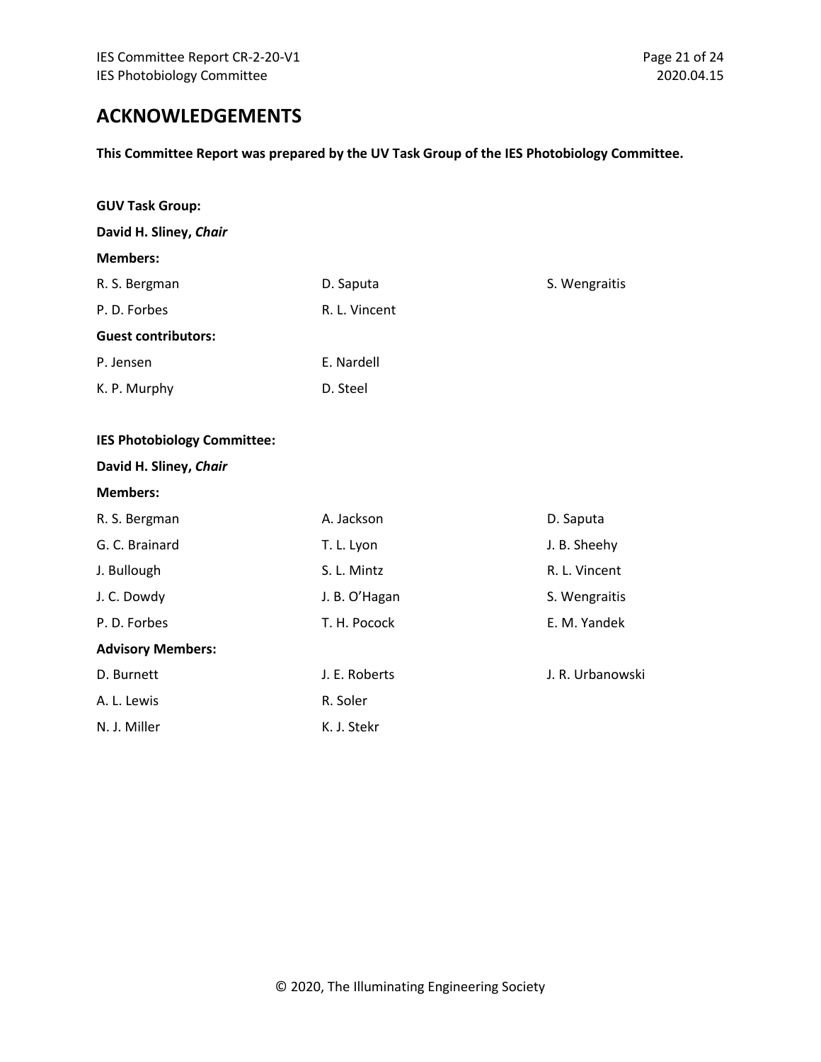## ACKNOWLEDGEMENTS

**This Committee Report was prepared by the UV Task Group of the IES Photobiology Committee.**

**GUV Task Group:**

**David H. Sliney, *Chair***

**Members:**

R. S. Bergman
D. Saputa
S. Wengraitis
P. D. Forbes
R. L. Vincent

**Guest contributors:**

P. Jensen
E. Nardell
K. P. Murphy
D. Steel

**IES Photobiology Committee:**

**David H. Sliney, *Chair***

**Members:**

R. S. Bergman
A. Jackson
D. Saputa
G. C. Brainard
T. L. Lyon
J. B. Sheehy
J. Bullough
S. L. Mintz
R. L. Vincent
J. C. Dowdy
J. B. O'Hagan
S. Wengraitis
P. D. Forbes
T. H. Pocock
E. M. Yandek

**Advisory Members:**

D. Burnett
J. E. Roberts
J. R. Urbanowski
A. L. Lewis
R. Soler
N. J. Miller
K. J. Stekr

© 2020, The Illuminating Engineering Society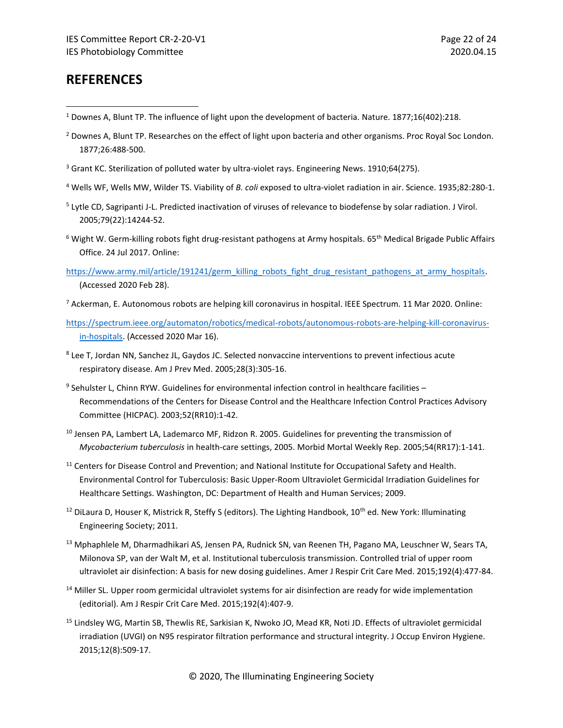## REFERENCES

[1] Downes A, Blunt TP. The influence of light upon the development of bacteria. Nature. 1877;16(402):218.

[2] Downes A, Blunt TP. Researches on the effect of light upon bacteria and other organisms. Proc Royal Soc London. 1877;26:488-500.

[3] Grant KC. Sterilization of polluted water by ultra-violet rays. Engineering News. 1910;64(275).

[4] Wells WF, Wells MW, Wilder TS. Viability of *B. coli* exposed to ultra-violet radiation in air. Science. 1935;82:280-1.

[5] Lytle CD, Sagripanti J-L. Predicted inactivation of viruses of relevance to biodefense by solar radiation. J Virol. 2005;79(22):14244-52.

[6] Wight W. Germ-killing robots fight drug-resistant pathogens at Army hospitals. 65th Medical Brigade Public Affairs Office. 24 Jul 2017. Online:

https://www.army.mil/article/191241/germ_killing_robots_fight_drug_resistant_pathogens_at_army_hospitals. (Accessed 2020 Feb 28).

[7] Ackerman, E. Autonomous robots are helping kill coronavirus in hospital. IEEE Spectrum. 11 Mar 2020. Online:

https://spectrum.ieee.org/automaton/robotics/medical-robots/autonomous-robots-are-helping-kill-coronavirus-in-hospitals. (Accessed 2020 Mar 16).

[8] Lee T, Jordan NN, Sanchez JL, Gaydos JC. Selected nonvaccine interventions to prevent infectious acute respiratory disease. Am J Prev Med. 2005;28(3):305-16.

[9] Sehulster L, Chinn RYW. Guidelines for environmental infection control in healthcare facilities – Recommendations of the Centers for Disease Control and the Healthcare Infection Control Practices Advisory Committee (HICPAC). 2003;52(RR10):1-42.

[10] Jensen PA, Lambert LA, Lademarco MF, Ridzon R. 2005. Guidelines for preventing the transmission of *Mycobacterium tuberculosis* in health-care settings, 2005. Morbid Mortal Weekly Rep. 2005;54(RR17):1-141.

[11] Centers for Disease Control and Prevention; and National Institute for Occupational Safety and Health. Environmental Control for Tuberculosis: Basic Upper-Room Ultraviolet Germicidal Irradiation Guidelines for Healthcare Settings. Washington, DC: Department of Health and Human Services; 2009.

[12] DiLaura D, Houser K, Mistrick R, Steffy S (editors). The Lighting Handbook, 10th ed. New York: Illuminating Engineering Society; 2011.

[13] Mphaphlele M, Dharmadhikari AS, Jensen PA, Rudnick SN, van Reenen TH, Pagano MA, Leuschner W, Sears TA, Milonova SP, van der Walt M, et al. Institutional tuberculosis transmission. Controlled trial of upper room ultraviolet air disinfection: A basis for new dosing guidelines. Amer J Respir Crit Care Med. 2015;192(4):477-84.

[14] Miller SL. Upper room germicidal ultraviolet systems for air disinfection are ready for wide implementation (editorial). Am J Respir Crit Care Med. 2015;192(4):407-9.

[15] Lindsley WG, Martin SB, Thewlis RE, Sarkisian K, Nwoko JO, Mead KR, Noti JD. Effects of ultraviolet germicidal irradiation (UVGI) on N95 respirator filtration performance and structural integrity. J Occup Environ Hygiene. 2015;12(8):509-17.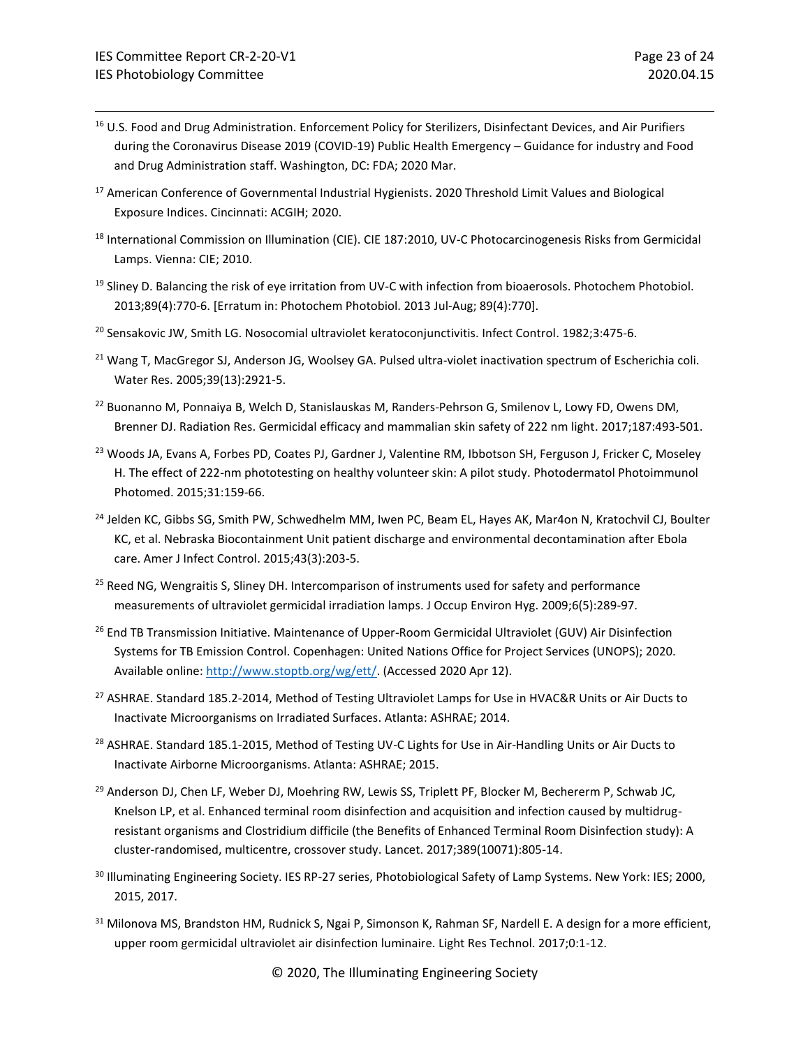[16] U.S. Food and Drug Administration. Enforcement Policy for Sterilizers, Disinfectant Devices, and Air Purifiers during the Coronavirus Disease 2019 (COVID-19) Public Health Emergency – Guidance for industry and Food and Drug Administration staff. Washington, DC: FDA; 2020 Mar.

[17] American Conference of Governmental Industrial Hygienists. 2020 Threshold Limit Values and Biological Exposure Indices. Cincinnati: ACGIH; 2020.

[18] International Commission on Illumination (CIE). CIE 187:2010, UV-C Photocarcinogenesis Risks from Germicidal Lamps. Vienna: CIE; 2010.

[19] Sliney D. Balancing the risk of eye irritation from UV-C with infection from bioaerosols. Photochem Photobiol. 2013;89(4):770-6. [Erratum in: Photochem Photobiol. 2013 Jul-Aug; 89(4):770].

[20] Sensakovic JW, Smith LG. Nosocomial ultraviolet keratoconjunctivitis. Infect Control. 1982;3:475-6.

[21] Wang T, MacGregor SJ, Anderson JG, Woolsey GA. Pulsed ultra-violet inactivation spectrum of Escherichia coli. Water Res. 2005;39(13):2921-5.

[22] Buonanno M, Ponnaiya B, Welch D, Stanislauskas M, Randers-Pehrson G, Smilenov L, Lowy FD, Owens DM, Brenner DJ. Radiation Res. Germicidal efficacy and mammalian skin safety of 222 nm light. 2017;187:493-501.

[23] Woods JA, Evans A, Forbes PD, Coates PJ, Gardner J, Valentine RM, Ibbotson SH, Ferguson J, Fricker C, Moseley H. The effect of 222-nm phototesting on healthy volunteer skin: A pilot study. Photodermatol Photoimmunol Photomed. 2015;31:159-66.

[24] Jelden KC, Gibbs SG, Smith PW, Schwedhelm MM, Iwen PC, Beam EL, Hayes AK, Mar4on N, Kratochvil CJ, Boulter KC, et al. Nebraska Biocontainment Unit patient discharge and environmental decontamination after Ebola care. Amer J Infect Control. 2015;43(3):203-5.

[25] Reed NG, Wengraitis S, Sliney DH. Intercomparison of instruments used for safety and performance measurements of ultraviolet germicidal irradiation lamps. J Occup Environ Hyg. 2009;6(5):289-97.

[26] End TB Transmission Initiative. Maintenance of Upper-Room Germicidal Ultraviolet (GUV) Air Disinfection Systems for TB Emission Control. Copenhagen: United Nations Office for Project Services (UNOPS); 2020. Available online: http://www.stoptb.org/wg/ett/. (Accessed 2020 Apr 12).

[27] ASHRAE. Standard 185.2-2014, Method of Testing Ultraviolet Lamps for Use in HVAC&R Units or Air Ducts to Inactivate Microorganisms on Irradiated Surfaces. Atlanta: ASHRAE; 2014.

[28] ASHRAE. Standard 185.1-2015, Method of Testing UV-C Lights for Use in Air-Handling Units or Air Ducts to Inactivate Airborne Microorganisms. Atlanta: ASHRAE; 2015.

[29] Anderson DJ, Chen LF, Weber DJ, Moehring RW, Lewis SS, Triplett PF, Blocker M, Bechererm P, Schwab JC, Knelson LP, et al. Enhanced terminal room disinfection and acquisition and infection caused by multidrug-resistant organisms and Clostridium difficile (the Benefits of Enhanced Terminal Room Disinfection study): A cluster-randomised, multicentre, crossover study. Lancet. 2017;389(10071):805-14.

[30] Illuminating Engineering Society. IES RP-27 series, Photobiological Safety of Lamp Systems. New York: IES; 2000, 2015, 2017.

[31] Milonova MS, Brandston HM, Rudnick S, Ngai P, Simonson K, Rahman SF, Nardell E. A design for a more efficient, upper room germicidal ultraviolet air disinfection luminaire. Light Res Technol. 2017;0:1-12.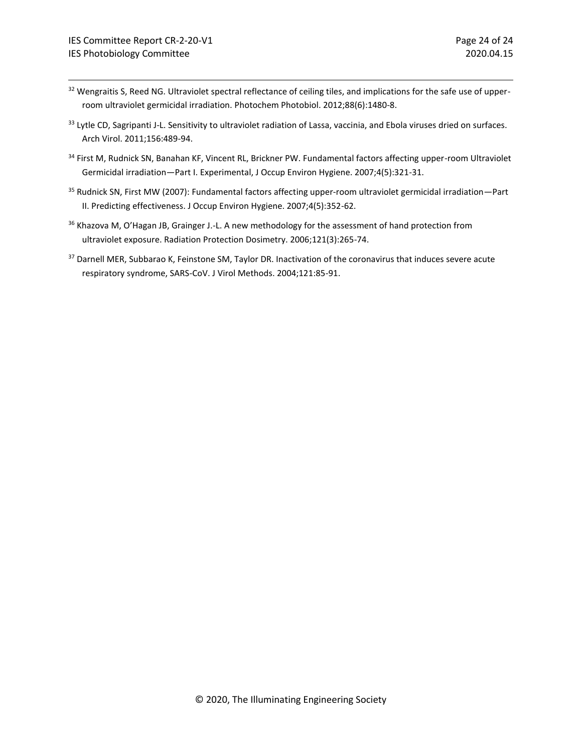[32] Wengraitis S, Reed NG. Ultraviolet spectral reflectance of ceiling tiles, and implications for the safe use of upper-room ultraviolet germicidal irradiation. Photochem Photobiol. 2012;88(6):1480-8.

[33] Lytle CD, Sagripanti J-L. Sensitivity to ultraviolet radiation of Lassa, vaccinia, and Ebola viruses dried on surfaces. Arch Virol. 2011;156:489-94.

[34] First M, Rudnick SN, Banahan KF, Vincent RL, Brickner PW. Fundamental factors affecting upper-room Ultraviolet Germicidal irradiation—Part I. Experimental, J Occup Environ Hygiene. 2007;4(5):321-31.

[35] Rudnick SN, First MW (2007): Fundamental factors affecting upper-room ultraviolet germicidal irradiation—Part II. Predicting effectiveness. J Occup Environ Hygiene. 2007;4(5):352-62.

[36] Khazova M, O'Hagan JB, Grainger J.-L. A new methodology for the assessment of hand protection from ultraviolet exposure. Radiation Protection Dosimetry. 2006;121(3):265-74.

[37] Darnell MER, Subbarao K, Feinstone SM, Taylor DR. Inactivation of the coronavirus that induces severe acute respiratory syndrome, SARS-CoV. J Virol Methods. 2004;121:85-91.

© 2020, The Illuminating Engineering Society